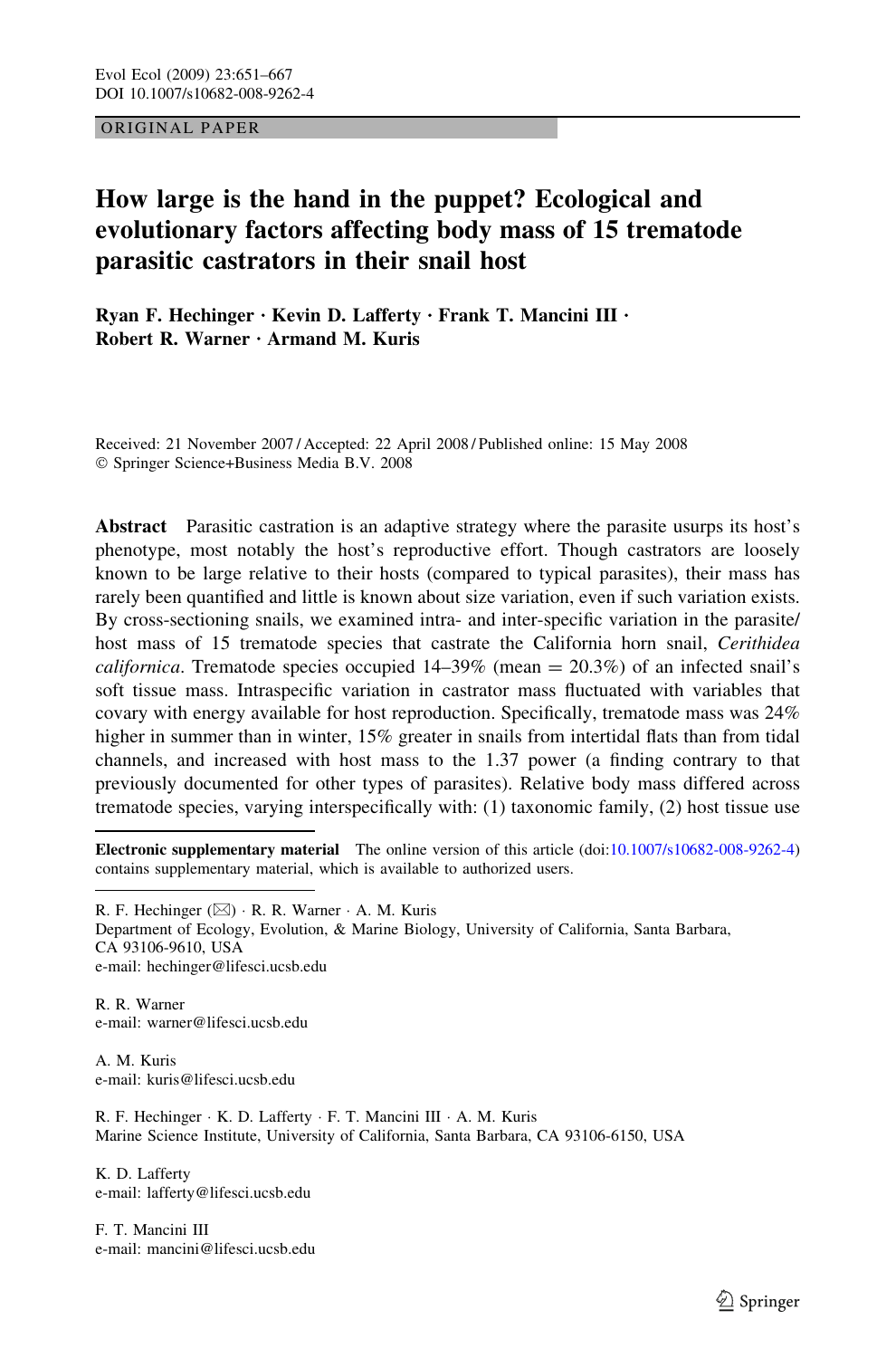ORIGINAL PAPER

# How large is the hand in the puppet? Ecological and evolutionary factors affecting body mass of 15 trematode parasitic castrators in their snail host

**Ryan F. Hechinger · Kevin D. Lafferty · Frank T. Mancini III · Robert R. Warner · Armand M. Kuris**

Received: 21 November 2007 / Accepted: 22 April 2008 / Published online: 15 May 2008
© Springer Science+Business Media B.V. 2008

**Abstract** Parasitic castration is an adaptive strategy where the parasite usurps its host's phenotype, most notably the host's reproductive effort. Though castrators are loosely known to be large relative to their hosts (compared to typical parasites), their mass has rarely been quantified and little is known about size variation, even if such variation exists. By cross-sectioning snails, we examined intra- and inter-specific variation in the parasite/host mass of 15 trematode species that castrate the California horn snail, *Cerithidea californica*. Trematode species occupied 14–39% (mean = 20.3%) of an infected snail's soft tissue mass. Intraspecific variation in castrator mass fluctuated with variables that covary with energy available for host reproduction. Specifically, trematode mass was 24% higher in summer than in winter, 15% greater in snails from intertidal flats than from tidal channels, and increased with host mass to the 1.37 power (a finding contrary to that previously documented for other types of parasites). Relative body mass differed across trematode species, varying interspecifically with: (1) taxonomic family, (2) host tissue use

---

**Electronic supplementary material** The online version of this article (doi:10.1007/s10682-008-9262-4) contains supplementary material, which is available to authorized users.

---

R. F. Hechinger (✉) · R. R. Warner · A. M. Kuris
Department of Ecology, Evolution, & Marine Biology, University of California, Santa Barbara, CA 93106-9610, USA
e-mail: hechinger@lifesci.ucsb.edu

R. R. Warner
e-mail: warner@lifesci.ucsb.edu

A. M. Kuris
e-mail: kuris@lifesci.ucsb.edu

R. F. Hechinger · K. D. Lafferty · F. T. Mancini III · A. M. Kuris
Marine Science Institute, University of California, Santa Barbara, CA 93106-6150, USA

K. D. Lafferty
e-mail: lafferty@lifesci.ucsb.edu

F. T. Mancini III
e-mail: mancini@lifesci.ucsb.edu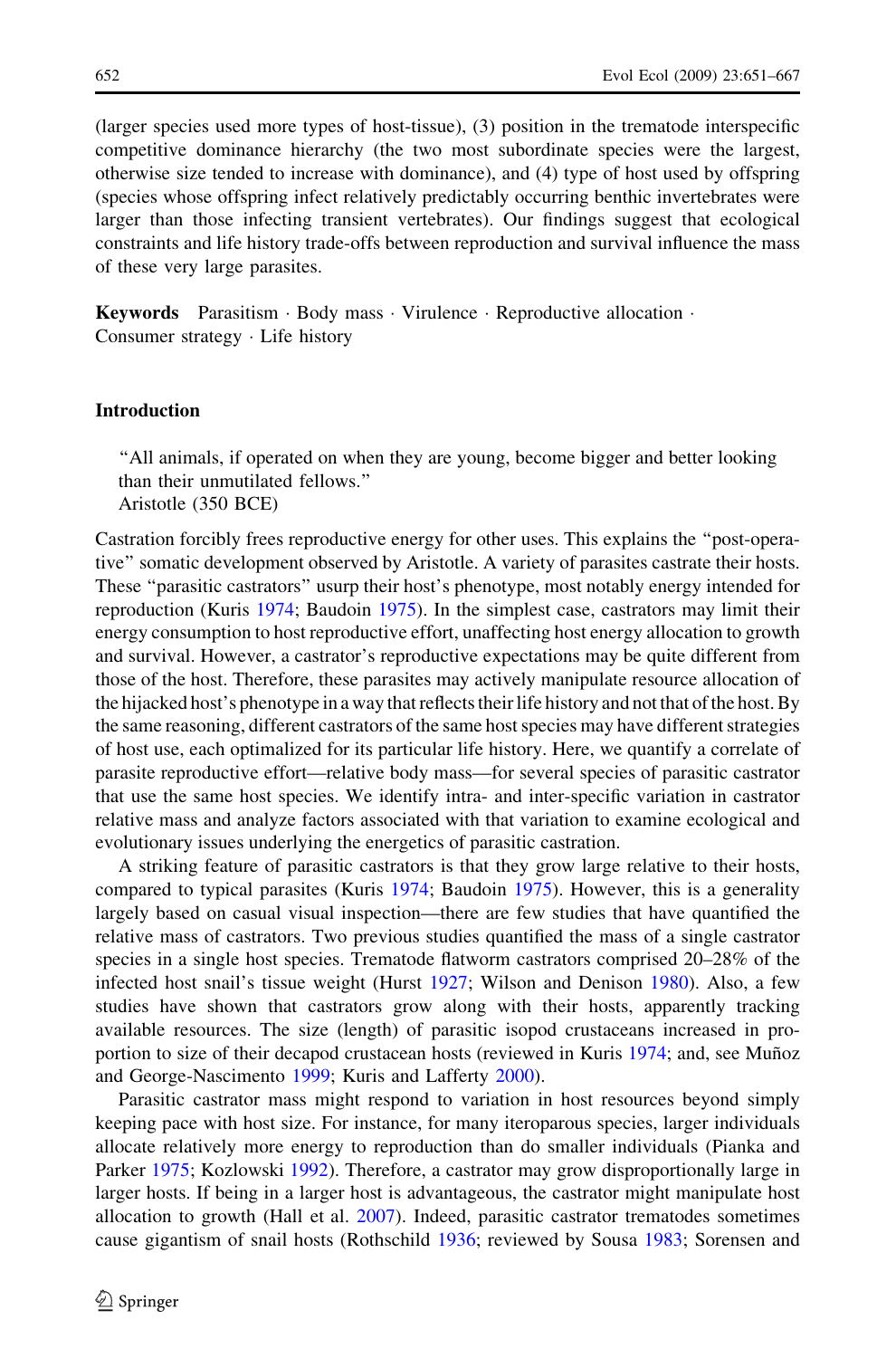(larger species used more types of host-tissue), (3) position in the trematode interspecific competitive dominance hierarchy (the two most subordinate species were the largest, otherwise size tended to increase with dominance), and (4) type of host used by offspring (species whose offspring infect relatively predictably occurring benthic invertebrates were larger than those infecting transient vertebrates). Our findings suggest that ecological constraints and life history trade-offs between reproduction and survival influence the mass of these very large parasites.

**Keywords** Parasitism · Body mass · Virulence · Reproductive allocation · Consumer strategy · Life history

## Introduction

> "All animals, if operated on when they are young, become bigger and better looking than their unmutilated fellows."
> Aristotle (350 BCE)

Castration forcibly frees reproductive energy for other uses. This explains the "post-operative" somatic development observed by Aristotle. A variety of parasites castrate their hosts. These "parasitic castrators" usurp their host's phenotype, most notably energy intended for reproduction (Kuris 1974; Baudoin 1975). In the simplest case, castrators may limit their energy consumption to host reproductive effort, unaffecting host energy allocation to growth and survival. However, a castrator's reproductive expectations may be quite different from those of the host. Therefore, these parasites may actively manipulate resource allocation of the hijacked host's phenotype in a way that reflects their life history and not that of the host. By the same reasoning, different castrators of the same host species may have different strategies of host use, each optimalized for its particular life history. Here, we quantify a correlate of parasite reproductive effort—relative body mass—for several species of parasitic castrator that use the same host species. We identify intra- and inter-specific variation in castrator relative mass and analyze factors associated with that variation to examine ecological and evolutionary issues underlying the energetics of parasitic castration.

A striking feature of parasitic castrators is that they grow large relative to their hosts, compared to typical parasites (Kuris 1974; Baudoin 1975). However, this is a generality largely based on casual visual inspection—there are few studies that have quantified the relative mass of castrators. Two previous studies quantified the mass of a single castrator species in a single host species. Trematode flatworm castrators comprised 20–28% of the infected host snail's tissue weight (Hurst 1927; Wilson and Denison 1980). Also, a few studies have shown that castrators grow along with their hosts, apparently tracking available resources. The size (length) of parasitic isopod crustaceans increased in proportion to size of their decapod crustacean hosts (reviewed in Kuris 1974; and, see Muñoz and George-Nascimento 1999; Kuris and Lafferty 2000).

Parasitic castrator mass might respond to variation in host resources beyond simply keeping pace with host size. For instance, for many iteroparous species, larger individuals allocate relatively more energy to reproduction than do smaller individuals (Pianka and Parker 1975; Kozlowski 1992). Therefore, a castrator may grow disproportionally large in larger hosts. If being in a larger host is advantageous, the castrator might manipulate host allocation to growth (Hall et al. 2007). Indeed, parasitic castrator trematodes sometimes cause gigantism of snail hosts (Rothschild 1936; reviewed by Sousa 1983; Sorensen and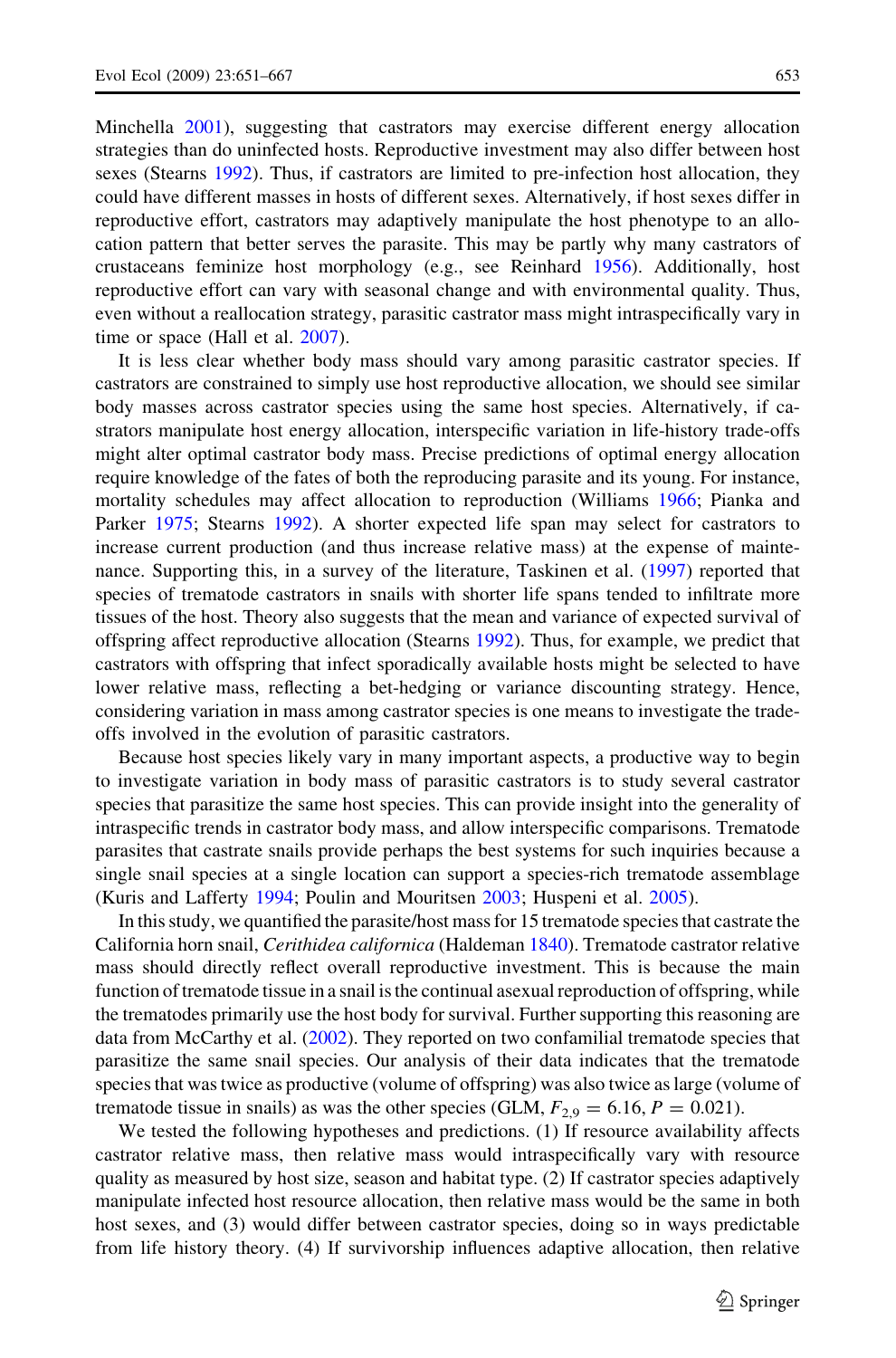Minchella 2001), suggesting that castrators may exercise different energy allocation strategies than do uninfected hosts. Reproductive investment may also differ between host sexes (Stearns 1992). Thus, if castrators are limited to pre-infection host allocation, they could have different masses in hosts of different sexes. Alternatively, if host sexes differ in reproductive effort, castrators may adaptively manipulate the host phenotype to an allocation pattern that better serves the parasite. This may be partly why many castrators of crustaceans feminize host morphology (e.g., see Reinhard 1956). Additionally, host reproductive effort can vary with seasonal change and with environmental quality. Thus, even without a reallocation strategy, parasitic castrator mass might intraspecifically vary in time or space (Hall et al. 2007).

It is less clear whether body mass should vary among parasitic castrator species. If castrators are constrained to simply use host reproductive allocation, we should see similar body masses across castrator species using the same host species. Alternatively, if castrators manipulate host energy allocation, interspecific variation in life-history trade-offs might alter optimal castrator body mass. Precise predictions of optimal energy allocation require knowledge of the fates of both the reproducing parasite and its young. For instance, mortality schedules may affect allocation to reproduction (Williams 1966; Pianka and Parker 1975; Stearns 1992). A shorter expected life span may select for castrators to increase current production (and thus increase relative mass) at the expense of maintenance. Supporting this, in a survey of the literature, Taskinen et al. (1997) reported that species of trematode castrators in snails with shorter life spans tended to infiltrate more tissues of the host. Theory also suggests that the mean and variance of expected survival of offspring affect reproductive allocation (Stearns 1992). Thus, for example, we predict that castrators with offspring that infect sporadically available hosts might be selected to have lower relative mass, reflecting a bet-hedging or variance discounting strategy. Hence, considering variation in mass among castrator species is one means to investigate the trade-offs involved in the evolution of parasitic castrators.

Because host species likely vary in many important aspects, a productive way to begin to investigate variation in body mass of parasitic castrators is to study several castrator species that parasitize the same host species. This can provide insight into the generality of intraspecific trends in castrator body mass, and allow interspecific comparisons. Trematode parasites that castrate snails provide perhaps the best systems for such inquiries because a single snail species at a single location can support a species-rich trematode assemblage (Kuris and Lafferty 1994; Poulin and Mouritsen 2003; Huspeni et al. 2005).

In this study, we quantified the parasite/host mass for 15 trematode species that castrate the California horn snail, *Cerithidea californica* (Haldeman 1840). Trematode castrator relative mass should directly reflect overall reproductive investment. This is because the main function of trematode tissue in a snail is the continual asexual reproduction of offspring, while the trematodes primarily use the host body for survival. Further supporting this reasoning are data from McCarthy et al. (2002). They reported on two confamilial trematode species that parasitize the same snail species. Our analysis of their data indicates that the trematode species that was twice as productive (volume of offspring) was also twice as large (volume of trematode tissue in snails) as was the other species (GLM, $F_{2,9} = 6.16$, $P = 0.021$).

We tested the following hypotheses and predictions. (1) If resource availability affects castrator relative mass, then relative mass would intraspecifically vary with resource quality as measured by host size, season and habitat type. (2) If castrator species adaptively manipulate infected host resource allocation, then relative mass would be the same in both host sexes, and (3) would differ between castrator species, doing so in ways predictable from life history theory. (4) If survivorship influences adaptive allocation, then relative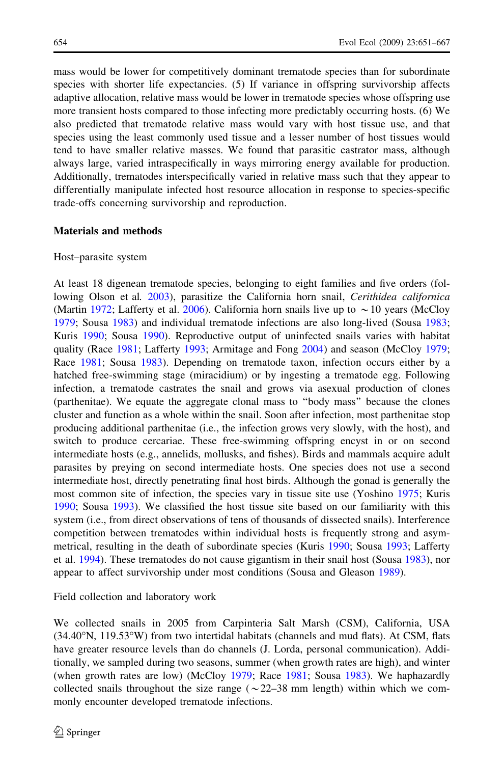mass would be lower for competitively dominant trematode species than for subordinate species with shorter life expectancies. (5) If variance in offspring survivorship affects adaptive allocation, relative mass would be lower in trematode species whose offspring use more transient hosts compared to those infecting more predictably occurring hosts. (6) We also predicted that trematode relative mass would vary with host tissue use, and that species using the least commonly used tissue and a lesser number of host tissues would tend to have smaller relative masses. We found that parasitic castrator mass, although always large, varied intraspecifically in ways mirroring energy available for production. Additionally, trematodes interspecifically varied in relative mass such that they appear to differentially manipulate infected host resource allocation in response to species-specific trade-offs concerning survivorship and reproduction.

## Materials and methods

### Host–parasite system

At least 18 digenean trematode species, belonging to eight families and five orders (following Olson et al. 2003), parasitize the California horn snail, *Cerithidea californica* (Martin 1972; Lafferty et al. 2006). California horn snails live up to ~10 years (McCloy 1979; Sousa 1983) and individual trematode infections are also long-lived (Sousa 1983; Kuris 1990; Sousa 1990). Reproductive output of uninfected snails varies with habitat quality (Race 1981; Lafferty 1993; Armitage and Fong 2004) and season (McCloy 1979; Race 1981; Sousa 1983). Depending on trematode taxon, infection occurs either by a hatched free-swimming stage (miracidium) or by ingesting a trematode egg. Following infection, a trematode castrates the snail and grows via asexual production of clones (parthenitae). We equate the aggregate clonal mass to "body mass" because the clones cluster and function as a whole within the snail. Soon after infection, most parthenitae stop producing additional parthenitae (i.e., the infection grows very slowly, with the host), and switch to produce cercariae. These free-swimming offspring encyst in or on second intermediate hosts (e.g., annelids, mollusks, and fishes). Birds and mammals acquire adult parasites by preying on second intermediate hosts. One species does not use a second intermediate host, directly penetrating final host birds. Although the gonad is generally the most common site of infection, the species vary in tissue site use (Yoshino 1975; Kuris 1990; Sousa 1993). We classified the host tissue site based on our familiarity with this system (i.e., from direct observations of tens of thousands of dissected snails). Interference competition between trematodes within individual hosts is frequently strong and asymmetrical, resulting in the death of subordinate species (Kuris 1990; Sousa 1993; Lafferty et al. 1994). These trematodes do not cause gigantism in their snail host (Sousa 1983), nor appear to affect survivorship under most conditions (Sousa and Gleason 1989).

### Field collection and laboratory work

We collected snails in 2005 from Carpinteria Salt Marsh (CSM), California, USA (34.40°N, 119.53°W) from two intertidal habitats (channels and mud flats). At CSM, flats have greater resource levels than do channels (J. Lorda, personal communication). Additionally, we sampled during two seasons, summer (when growth rates are high), and winter (when growth rates are low) (McCloy 1979; Race 1981; Sousa 1983). We haphazardly collected snails throughout the size range (~22–38 mm length) within which we commonly encounter developed trematode infections.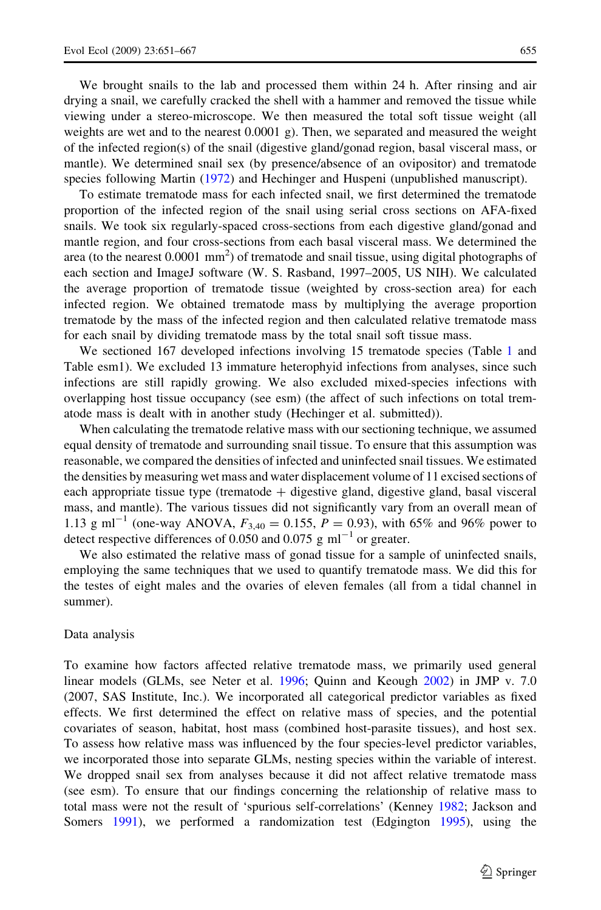We brought snails to the lab and processed them within 24 h. After rinsing and air drying a snail, we carefully cracked the shell with a hammer and removed the tissue while viewing under a stereo-microscope. We then measured the total soft tissue weight (all weights are wet and to the nearest 0.0001 g). Then, we separated and measured the weight of the infected region(s) of the snail (digestive gland/gonad region, basal visceral mass, or mantle). We determined snail sex (by presence/absence of an ovipositor) and trematode species following Martin (1972) and Hechinger and Huspeni (unpublished manuscript).

To estimate trematode mass for each infected snail, we first determined the trematode proportion of the infected region of the snail using serial cross sections on AFA-fixed snails. We took six regularly-spaced cross-sections from each digestive gland/gonad and mantle region, and four cross-sections from each basal visceral mass. We determined the area (to the nearest 0.0001 $mm^2$) of trematode and snail tissue, using digital photographs of each section and ImageJ software (W. S. Rasband, 1997–2005, US NIH). We calculated the average proportion of trematode tissue (weighted by cross-section area) for each infected region. We obtained trematode mass by multiplying the average proportion trematode by the mass of the infected region and then calculated relative trematode mass for each snail by dividing trematode mass by the total snail soft tissue mass.

We sectioned 167 developed infections involving 15 trematode species (Table 1 and Table esm1). We excluded 13 immature heterophyid infections from analyses, since such infections are still rapidly growing. We also excluded mixed-species infections with overlapping host tissue occupancy (see esm) (the affect of such infections on total trematode mass is dealt with in another study (Hechinger et al. submitted)).

When calculating the trematode relative mass with our sectioning technique, we assumed equal density of trematode and surrounding snail tissue. To ensure that this assumption was reasonable, we compared the densities of infected and uninfected snail tissues. We estimated the densities by measuring wet mass and water displacement volume of 11 excised sections of each appropriate tissue type (trematode + digestive gland, digestive gland, basal visceral mass, and mantle). The various tissues did not significantly vary from an overall mean of 1.13 g $ml^{-1}$ (one-way ANOVA, $F_{3,40} = 0.155$, $P = 0.93$), with 65% and 96% power to detect respective differences of 0.050 and 0.075 g $ml^{-1}$ or greater.

We also estimated the relative mass of gonad tissue for a sample of uninfected snails, employing the same techniques that we used to quantify trematode mass. We did this for the testes of eight males and the ovaries of eleven females (all from a tidal channel in summer).

## Data analysis

To examine how factors affected relative trematode mass, we primarily used general linear models (GLMs, see Neter et al. 1996; Quinn and Keough 2002) in JMP v. 7.0 (2007, SAS Institute, Inc.). We incorporated all categorical predictor variables as fixed effects. We first determined the effect on relative mass of species, and the potential covariates of season, habitat, host mass (combined host-parasite tissues), and host sex. To assess how relative mass was influenced by the four species-level predictor variables, we incorporated those into separate GLMs, nesting species within the variable of interest. We dropped snail sex from analyses because it did not affect relative trematode mass (see esm). To ensure that our findings concerning the relationship of relative mass to total mass were not the result of 'spurious self-correlations' (Kenney 1982; Jackson and Somers 1991), we performed a randomization test (Edgington 1995), using the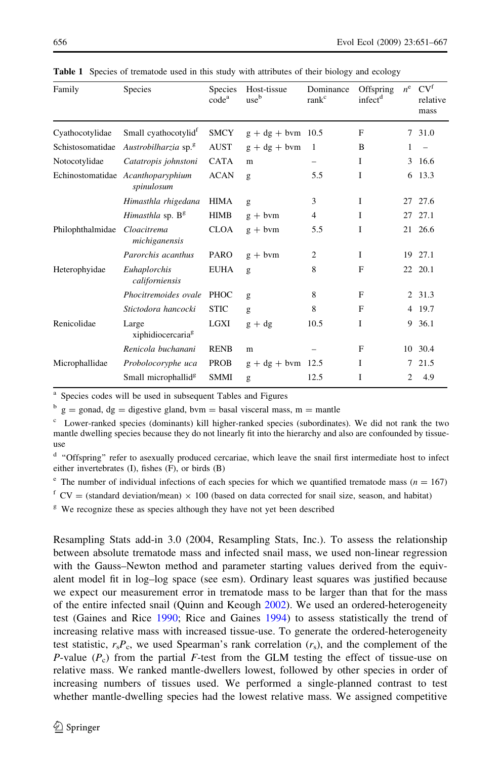**Table 1** Species of trematode used in this study with attributes of their biology and ecology

| Family | Species | Species code[a] | Host-tissue use[b] | Dominance rank[c] | Offspring infect[d] | $n$[e] | CV[f] relative mass |
|---|---|---|---|---|---|---|---|
| Cyathocotylidae | Small cyathocotylid[f] | SMCY | g + dg + bvm | 10.5 | F | 7 | 31.0 |
| Schistosomatidae | *Austrobilharzia* sp.[g] | AUST | g + dg + bvm | 1 | B | 1 | – |
| Notocotylidae | *Catatropis johnstoni* | CATA | m | – | I | 3 | 16.6 |
| Echinostomatidae | *Acanthoparyphium spinulosum* | ACAN | g | 5.5 | I | 6 | 13.3 |
| | *Himasthla rhigedana* | HIMA | g | 3 | I | 27 | 27.6 |
| | *Himasthla* sp. B[g] | HIMB | g + bvm | 4 | I | 27 | 27.1 |
| Philophthalmidae | *Cloacitrema michiganensis* | CLOA | g + bvm | 5.5 | I | 21 | 26.6 |
| | *Parorchis acanthus* | PARO | g + bvm | 2 | I | 19 | 27.1 |
| Heterophyidae | *Euhaplorchis californiensis* | EUHA | g | 8 | F | 22 | 20.1 |
| | *Phocitremoides ovale* | PHOC | g | 8 | F | 2 | 31.3 |
| | *Stictodora hancocki* | STIC | g | 8 | F | 4 | 19.7 |
| Renicolidae | Large xiphidiocercaria[g] | LGXI | g + dg | 10.5 | I | 9 | 36.1 |
| | *Renicola buchanani* | RENB | m | – | F | 10 | 30.4 |
| Microphallidae | *Probolocoryphe uca* | PROB | g + dg + bvm | 12.5 | I | 7 | 21.5 |
| | Small microphallid[g] | SMMI | g | 12.5 | I | 2 | 4.9 |

[a] Species codes will be used in subsequent Tables and Figures

[b] g = gonad, dg = digestive gland, bvm = basal visceral mass, m = mantle

[c] Lower-ranked species (dominants) kill higher-ranked species (subordinates). We did not rank the two mantle dwelling species because they do not linearly fit into the hierarchy and also are confounded by tissue-use

[d] "Offspring" refer to asexually produced cercariae, which leave the snail first intermediate host to infect either invertebrates (I), fishes (F), or birds (B)

[e] The number of individual infections of each species for which we quantified trematode mass ($n = 167$)

[f] CV = (standard deviation/mean) × 100 (based on data corrected for snail size, season, and habitat)

[g] We recognize these as species although they have not yet been described

Resampling Stats add-in 3.0 (2004, Resampling Stats, Inc.). To assess the relationship between absolute trematode mass and infected snail mass, we used non-linear regression with the Gauss–Newton method and parameter starting values derived from the equivalent model fit in log–log space (see esm). Ordinary least squares was justified because we expect our measurement error in trematode mass to be larger than that for the mass of the entire infected snail (Quinn and Keough 2002). We used an ordered-heterogeneity test (Gaines and Rice 1990; Rice and Gaines 1994) to assess statistically the trend of increasing relative mass with increased tissue-use. To generate the ordered-heterogeneity test statistic, $r_sP_c$, we used Spearman's rank correlation ($r_s$), and the complement of the $P$-value ($P_c$) from the partial $F$-test from the GLM testing the effect of tissue-use on relative mass. We ranked mantle-dwellers lowest, followed by other species in order of increasing numbers of tissues used. We performed a single-planned contrast to test whether mantle-dwelling species had the lowest relative mass. We assigned competitive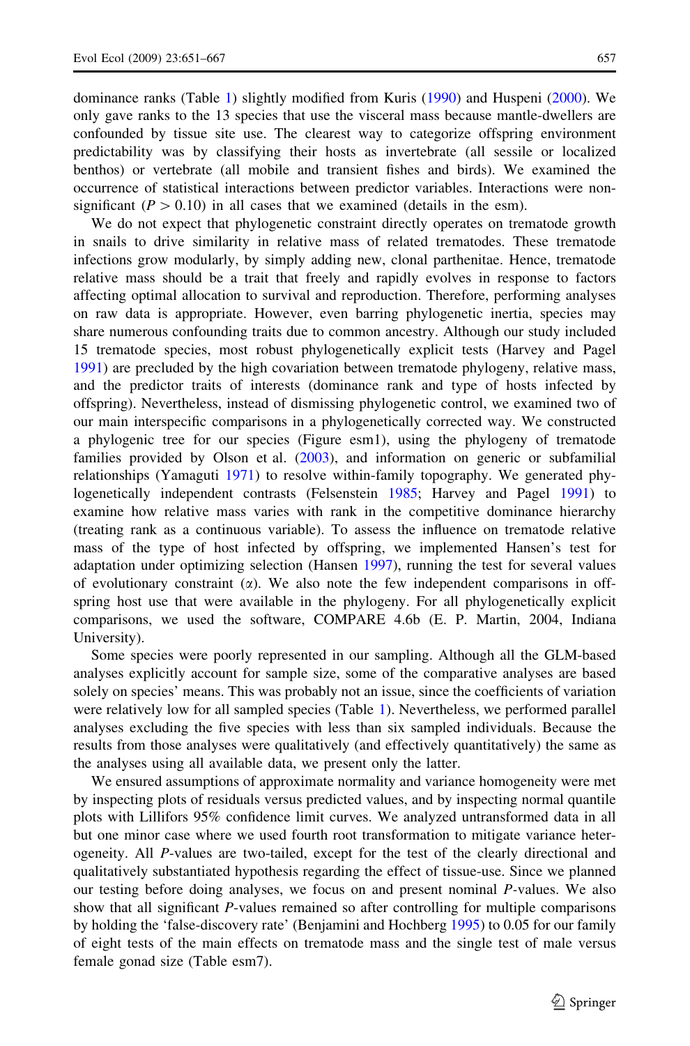dominance ranks (Table 1) slightly modified from Kuris (1990) and Huspeni (2000). We only gave ranks to the 13 species that use the visceral mass because mantle-dwellers are confounded by tissue site use. The clearest way to categorize offspring environment predictability was by classifying their hosts as invertebrate (all sessile or localized benthos) or vertebrate (all mobile and transient fishes and birds). We examined the occurrence of statistical interactions between predictor variables. Interactions were non-significant ($P > 0.10$) in all cases that we examined (details in the esm).

We do not expect that phylogenetic constraint directly operates on trematode growth in snails to drive similarity in relative mass of related trematodes. These trematode infections grow modularly, by simply adding new, clonal parthenitae. Hence, trematode relative mass should be a trait that freely and rapidly evolves in response to factors affecting optimal allocation to survival and reproduction. Therefore, performing analyses on raw data is appropriate. However, even barring phylogenetic inertia, species may share numerous confounding traits due to common ancestry. Although our study included 15 trematode species, most robust phylogenetically explicit tests (Harvey and Pagel 1991) are precluded by the high covariation between trematode phylogeny, relative mass, and the predictor traits of interests (dominance rank and type of hosts infected by offspring). Nevertheless, instead of dismissing phylogenetic control, we examined two of our main interspecific comparisons in a phylogenetically corrected way. We constructed a phylogenic tree for our species (Figure esm1), using the phylogeny of trematode families provided by Olson et al. (2003), and information on generic or subfamilial relationships (Yamaguti 1971) to resolve within-family topography. We generated phylogenetically independent contrasts (Felsenstein 1985; Harvey and Pagel 1991) to examine how relative mass varies with rank in the competitive dominance hierarchy (treating rank as a continuous variable). To assess the influence on trematode relative mass of the type of host infected by offspring, we implemented Hansen's test for adaptation under optimizing selection (Hansen 1997), running the test for several values of evolutionary constraint ($\alpha$). We also note the few independent comparisons in offspring host use that were available in the phylogeny. For all phylogenetically explicit comparisons, we used the software, COMPARE 4.6b (E. P. Martin, 2004, Indiana University).

Some species were poorly represented in our sampling. Although all the GLM-based analyses explicitly account for sample size, some of the comparative analyses are based solely on species' means. This was probably not an issue, since the coefficients of variation were relatively low for all sampled species (Table 1). Nevertheless, we performed parallel analyses excluding the five species with less than six sampled individuals. Because the results from those analyses were qualitatively (and effectively quantitatively) the same as the analyses using all available data, we present only the latter.

We ensured assumptions of approximate normality and variance homogeneity were met by inspecting plots of residuals versus predicted values, and by inspecting normal quantile plots with Lillifors 95% confidence limit curves. We analyzed untransformed data in all but one minor case where we used fourth root transformation to mitigate variance heterogeneity. All *P*-values are two-tailed, except for the test of the clearly directional and qualitatively substantiated hypothesis regarding the effect of tissue-use. Since we planned our testing before doing analyses, we focus on and present nominal *P*-values. We also show that all significant *P*-values remained so after controlling for multiple comparisons by holding the 'false-discovery rate' (Benjamini and Hochberg 1995) to 0.05 for our family of eight tests of the main effects on trematode mass and the single test of male versus female gonad size (Table esm7).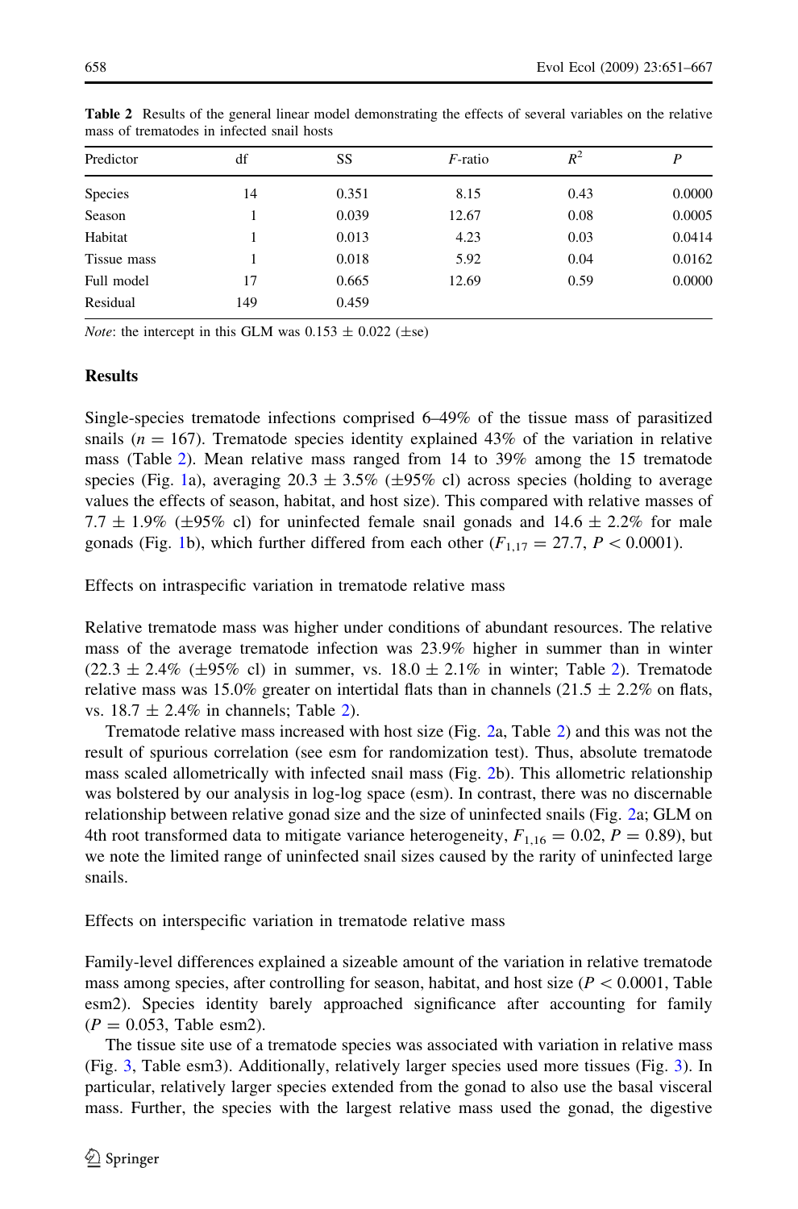**Table 2** Results of the general linear model demonstrating the effects of several variables on the relative mass of trematodes in infected snail hosts

| Predictor | df | SS | $F$-ratio | $R^2$ | $P$ |
|---|---|---|---|---|---|
| Species | 14 | 0.351 | 8.15 | 0.43 | 0.0000 |
| Season | 1 | 0.039 | 12.67 | 0.08 | 0.0005 |
| Habitat | 1 | 0.013 | 4.23 | 0.03 | 0.0414 |
| Tissue mass | 1 | 0.018 | 5.92 | 0.04 | 0.0162 |
| Full model | 17 | 0.665 | 12.69 | 0.59 | 0.0000 |
| Residual | 149 | 0.459 | | | |

*Note*: the intercept in this GLM was $0.153 \pm 0.022$ ($\pm$se)

## Results

Single-species trematode infections comprised 6–49% of the tissue mass of parasitized snails ($n = 167$). Trematode species identity explained 43% of the variation in relative mass (Table 2). Mean relative mass ranged from 14 to 39% among the 15 trematode species (Fig. 1a), averaging $20.3 \pm 3.5\%$ ($\pm$95% cl) across species (holding to average values the effects of season, habitat, and host size). This compared with relative masses of $7.7 \pm 1.9\%$ ($\pm$95% cl) for uninfected female snail gonads and $14.6 \pm 2.2\%$ for male gonads (Fig. 1b), which further differed from each other ($F_{1,17} = 27.7$, $P < 0.0001$).

### Effects on intraspecific variation in trematode relative mass

Relative trematode mass was higher under conditions of abundant resources. The relative mass of the average trematode infection was 23.9% higher in summer than in winter ($22.3 \pm 2.4\%$ ($\pm$95% cl) in summer, vs. $18.0 \pm 2.1\%$ in winter; Table 2). Trematode relative mass was 15.0% greater on intertidal flats than in channels ($21.5 \pm 2.2\%$ on flats, vs. $18.7 \pm 2.4\%$ in channels; Table 2).

Trematode relative mass increased with host size (Fig. 2a, Table 2) and this was not the result of spurious correlation (see esm for randomization test). Thus, absolute trematode mass scaled allometrically with infected snail mass (Fig. 2b). This allometric relationship was bolstered by our analysis in log-log space (esm). In contrast, there was no discernable relationship between relative gonad size and the size of uninfected snails (Fig. 2a; GLM on 4th root transformed data to mitigate variance heterogeneity, $F_{1,16} = 0.02$, $P = 0.89$), but we note the limited range of uninfected snail sizes caused by the rarity of uninfected large snails.

### Effects on interspecific variation in trematode relative mass

Family-level differences explained a sizeable amount of the variation in relative trematode mass among species, after controlling for season, habitat, and host size ($P < 0.0001$, Table esm2). Species identity barely approached significance after accounting for family ($P = 0.053$, Table esm2).

The tissue site use of a trematode species was associated with variation in relative mass (Fig. 3, Table esm3). Additionally, relatively larger species used more tissues (Fig. 3). In particular, relatively larger species extended from the gonad to also use the basal visceral mass. Further, the species with the largest relative mass used the gonad, the digestive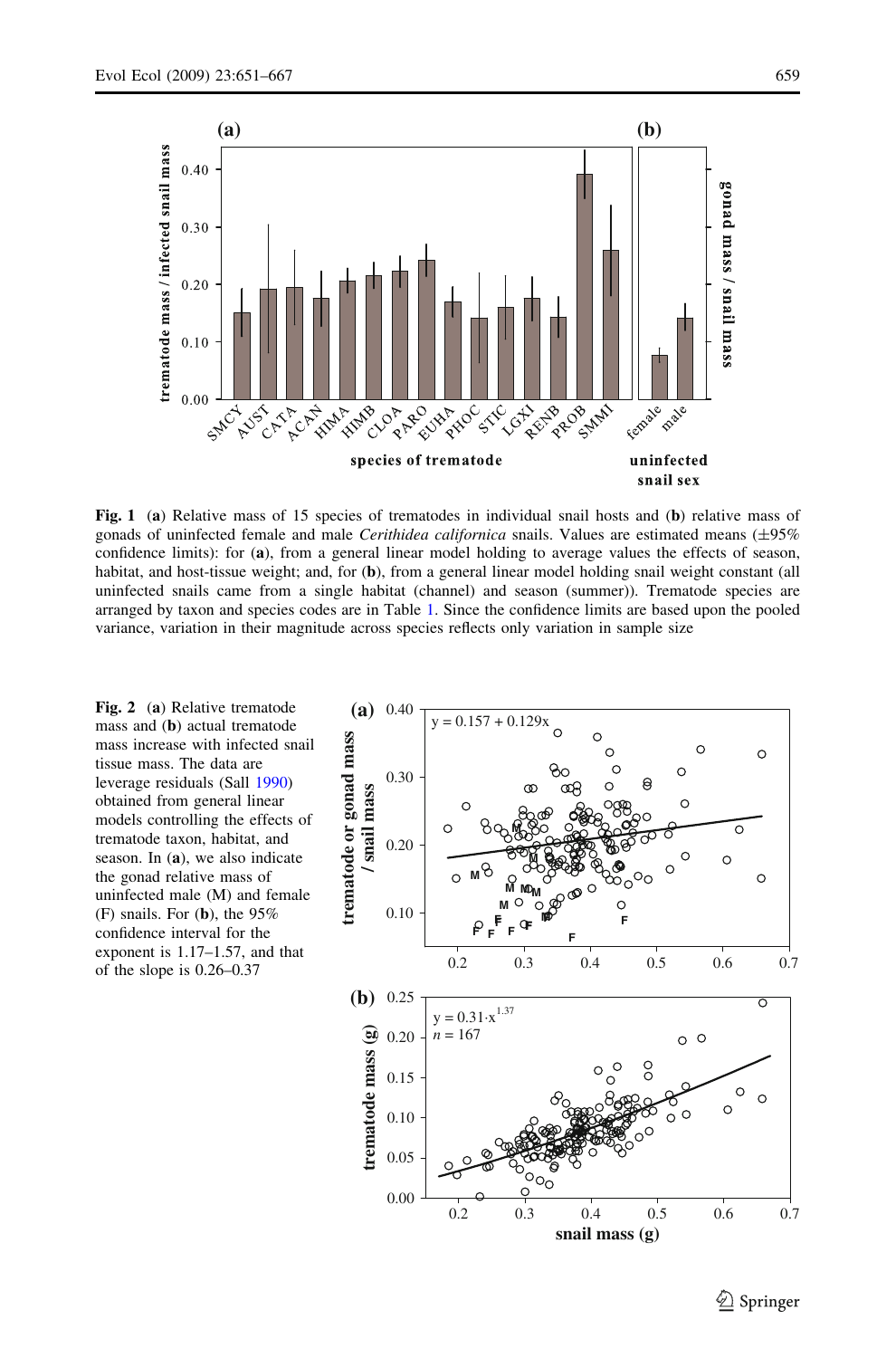**Fig. 1** (**a**) Relative mass of 15 species of trematodes in individual snail hosts and (**b**) relative mass of gonads of uninfected female and male *Cerithidea californica* snails. Values are estimated means (±95% confidence limits): for (**a**), from a general linear model holding to average values the effects of season, habitat, and host-tissue weight; and, for (**b**), from a general linear model holding snail weight constant (all uninfected snails came from a single habitat (channel) and season (summer)). Trematode species are arranged by taxon and species codes are in Table 1. Since the confidence limits are based upon the pooled variance, variation in their magnitude across species reflects only variation in sample size

**Fig. 2** (**a**) Relative trematode mass and (**b**) actual trematode mass increase with infected snail tissue mass. The data are leverage residuals (Sall 1990) obtained from general linear models controlling the effects of trematode taxon, habitat, and season. In (**a**), we also indicate the gonad relative mass of uninfected male (M) and female (F) snails. For (**b**), the 95% confidence interval for the exponent is 1.17–1.57, and that of the slope is 0.26–0.37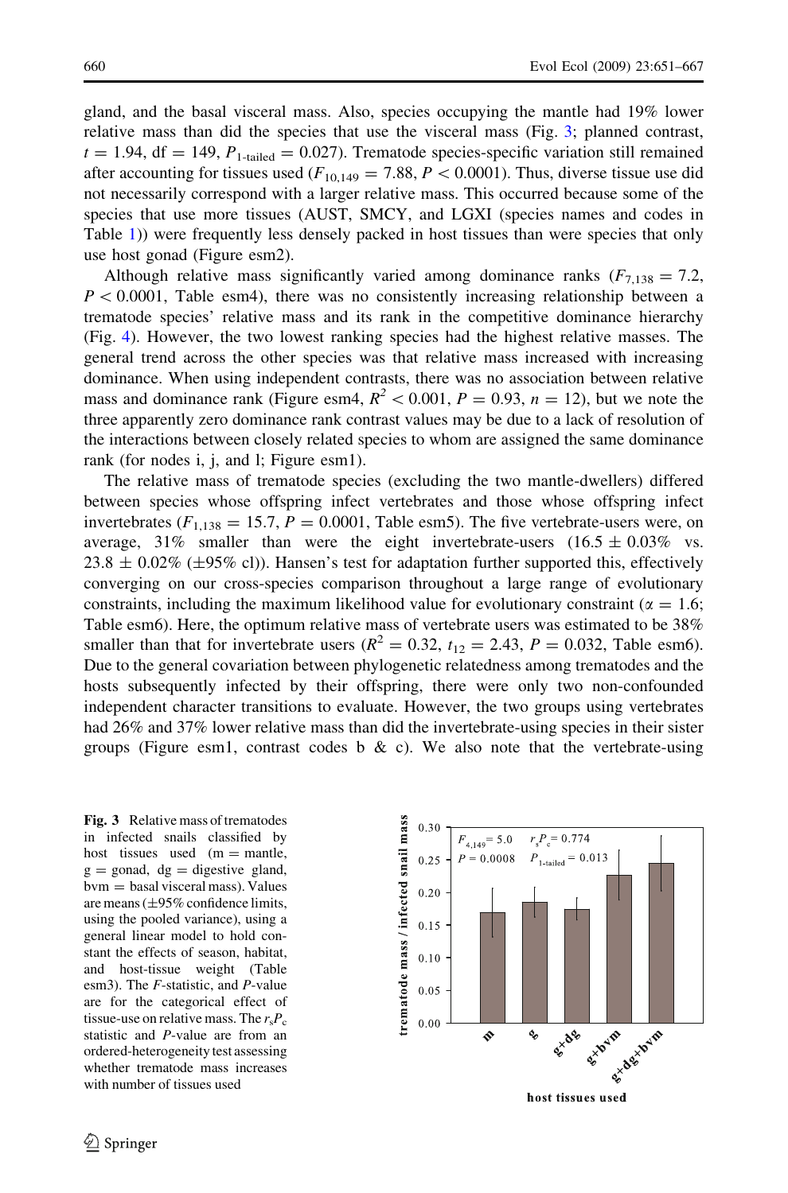gland, and the basal visceral mass. Also, species occupying the mantle had 19% lower relative mass than did the species that use the visceral mass (Fig. 3; planned contrast, $t = 1.94$, df = 149, $P_{1\text{-tailed}} = 0.027$). Trematode species-specific variation still remained after accounting for tissues used ($F_{10,149} = 7.88$, $P < 0.0001$). Thus, diverse tissue use did not necessarily correspond with a larger relative mass. This occurred because some of the species that use more tissues (AUST, SMCY, and LGXI (species names and codes in Table 1)) were frequently less densely packed in host tissues than were species that only use host gonad (Figure esm2).

Although relative mass significantly varied among dominance ranks ($F_{7,138} = 7.2$, $P < 0.0001$, Table esm4), there was no consistently increasing relationship between a trematode species' relative mass and its rank in the competitive dominance hierarchy (Fig. 4). However, the two lowest ranking species had the highest relative masses. The general trend across the other species was that relative mass increased with increasing dominance. When using independent contrasts, there was no association between relative mass and dominance rank (Figure esm4, $R^2 < 0.001$, $P = 0.93$, $n = 12$), but we note the three apparently zero dominance rank contrast values may be due to a lack of resolution of the interactions between closely related species to whom are assigned the same dominance rank (for nodes i, j, and l; Figure esm1).

The relative mass of trematode species (excluding the two mantle-dwellers) differed between species whose offspring infect vertebrates and those whose offspring infect invertebrates ($F_{1,138} = 15.7$, $P = 0.0001$, Table esm5). The five vertebrate-users were, on average, 31% smaller than were the eight invertebrate-users (16.5 ± 0.03% vs. 23.8 ± 0.02% (±95% cl)). Hansen's test for adaptation further supported this, effectively converging on our cross-species comparison throughout a large range of evolutionary constraints, including the maximum likelihood value for evolutionary constraint ($\alpha = 1.6$; Table esm6). Here, the optimum relative mass of vertebrate users was estimated to be 38% smaller than that for invertebrate users ($R^2 = 0.32$, $t_{12} = 2.43$, $P = 0.032$, Table esm6). Due to the general covariation between phylogenetic relatedness among trematodes and the hosts subsequently infected by their offspring, there were only two non-confounded independent character transitions to evaluate. However, the two groups using vertebrates had 26% and 37% lower relative mass than did the invertebrate-using species in their sister groups (Figure esm1, contrast codes b & c). We also note that the vertebrate-using

**Fig. 3** Relative mass of trematodes in infected snails classified by host tissues used (m = mantle, g = gonad, dg = digestive gland, bvm = basal visceral mass). Values are means (±95% confidence limits, using the pooled variance), using a general linear model to hold constant the effects of season, habitat, and host-tissue weight (Table esm3). The *F*-statistic, and *P*-value are for the categorical effect of tissue-use on relative mass. The $r_sP_c$ statistic and *P*-value are from an ordered-heterogeneity test assessing whether trematode mass increases with number of tissues used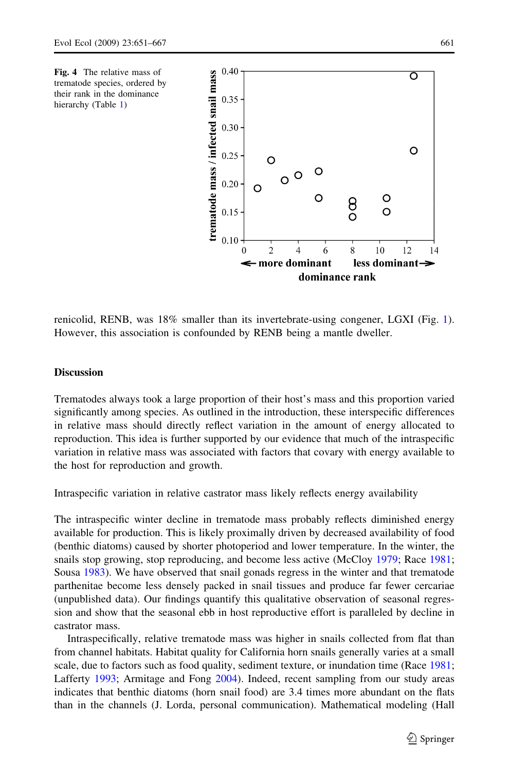Fig. 4 The relative mass of trematode species, ordered by their rank in the dominance hierarchy (Table 1)

renicolid, RENB, was 18% smaller than its invertebrate-using congener, LGXI (Fig. 1). However, this association is confounded by RENB being a mantle dweller.

## Discussion

Trematodes always took a large proportion of their host's mass and this proportion varied significantly among species. As outlined in the introduction, these interspecific differences in relative mass should directly reflect variation in the amount of energy allocated to reproduction. This idea is further supported by our evidence that much of the intraspecific variation in relative mass was associated with factors that covary with energy available to the host for reproduction and growth.

### Intraspecific variation in relative castrator mass likely reflects energy availability

The intraspecific winter decline in trematode mass probably reflects diminished energy available for production. This is likely proximally driven by decreased availability of food (benthic diatoms) caused by shorter photoperiod and lower temperature. In the winter, the snails stop growing, stop reproducing, and become less active (McCloy 1979; Race 1981; Sousa 1983). We have observed that snail gonads regress in the winter and that trematode parthenitae become less densely packed in snail tissues and produce far fewer cercariae (unpublished data). Our findings quantify this qualitative observation of seasonal regression and show that the seasonal ebb in host reproductive effort is paralleled by decline in castrator mass.

Intraspecifically, relative trematode mass was higher in snails collected from flat than from channel habitats. Habitat quality for California horn snails generally varies at a small scale, due to factors such as food quality, sediment texture, or inundation time (Race 1981; Lafferty 1993; Armitage and Fong 2004). Indeed, recent sampling from our study areas indicates that benthic diatoms (horn snail food) are 3.4 times more abundant on the flats than in the channels (J. Lorda, personal communication). Mathematical modeling (Hall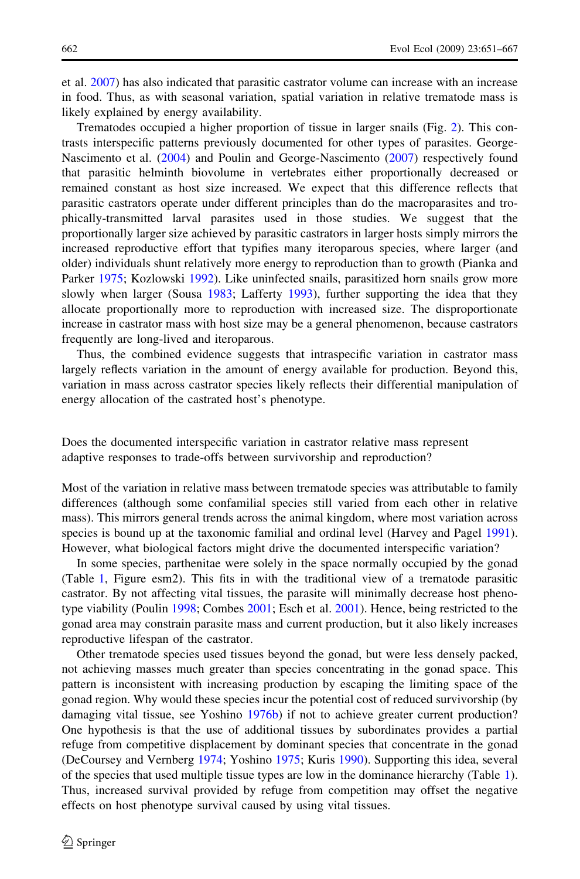et al. 2007) has also indicated that parasitic castrator volume can increase with an increase in food. Thus, as with seasonal variation, spatial variation in relative trematode mass is likely explained by energy availability.

Trematodes occupied a higher proportion of tissue in larger snails (Fig. 2). This contrasts interspecific patterns previously documented for other types of parasites. George-Nascimento et al. (2004) and Poulin and George-Nascimento (2007) respectively found that parasitic helminth biovolume in vertebrates either proportionally decreased or remained constant as host size increased. We expect that this difference reflects that parasitic castrators operate under different principles than do the macroparasites and trophically-transmitted larval parasites used in those studies. We suggest that the proportionally larger size achieved by parasitic castrators in larger hosts simply mirrors the increased reproductive effort that typifies many iteroparous species, where larger (and older) individuals shunt relatively more energy to reproduction than to growth (Pianka and Parker 1975; Kozlowski 1992). Like uninfected snails, parasitized horn snails grow more slowly when larger (Sousa 1983; Lafferty 1993), further supporting the idea that they allocate proportionally more to reproduction with increased size. The disproportionate increase in castrator mass with host size may be a general phenomenon, because castrators frequently are long-lived and iteroparous.

Thus, the combined evidence suggests that intraspecific variation in castrator mass largely reflects variation in the amount of energy available for production. Beyond this, variation in mass across castrator species likely reflects their differential manipulation of energy allocation of the castrated host's phenotype.

### Does the documented interspecific variation in castrator relative mass represent adaptive responses to trade-offs between survivorship and reproduction?

Most of the variation in relative mass between trematode species was attributable to family differences (although some confamilial species still varied from each other in relative mass). This mirrors general trends across the animal kingdom, where most variation across species is bound up at the taxonomic familial and ordinal level (Harvey and Pagel 1991). However, what biological factors might drive the documented interspecific variation?

In some species, parthenitae were solely in the space normally occupied by the gonad (Table 1, Figure esm2). This fits in with the traditional view of a trematode parasitic castrator. By not affecting vital tissues, the parasite will minimally decrease host phenotype viability (Poulin 1998; Combes 2001; Esch et al. 2001). Hence, being restricted to the gonad area may constrain parasite mass and current production, but it also likely increases reproductive lifespan of the castrator.

Other trematode species used tissues beyond the gonad, but were less densely packed, not achieving masses much greater than species concentrating in the gonad space. This pattern is inconsistent with increasing production by escaping the limiting space of the gonad region. Why would these species incur the potential cost of reduced survivorship (by damaging vital tissue, see Yoshino 1976b) if not to achieve greater current production? One hypothesis is that the use of additional tissues by subordinates provides a partial refuge from competitive displacement by dominant species that concentrate in the gonad (DeCoursey and Vernberg 1974; Yoshino 1975; Kuris 1990). Supporting this idea, several of the species that used multiple tissue types are low in the dominance hierarchy (Table 1). Thus, increased survival provided by refuge from competition may offset the negative effects on host phenotype survival caused by using vital tissues.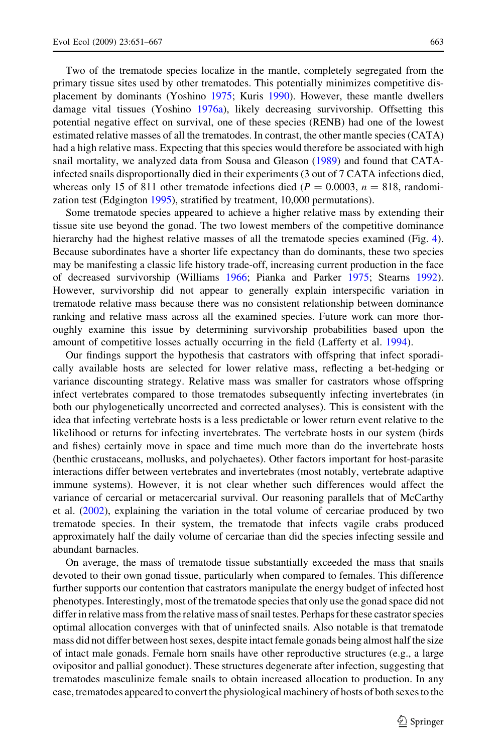Two of the trematode species localize in the mantle, completely segregated from the primary tissue sites used by other trematodes. This potentially minimizes competitive displacement by dominants (Yoshino 1975; Kuris 1990). However, these mantle dwellers damage vital tissues (Yoshino 1976a), likely decreasing survivorship. Offsetting this potential negative effect on survival, one of these species (RENB) had one of the lowest estimated relative masses of all the trematodes. In contrast, the other mantle species (CATA) had a high relative mass. Expecting that this species would therefore be associated with high snail mortality, we analyzed data from Sousa and Gleason (1989) and found that CATA-infected snails disproportionally died in their experiments (3 out of 7 CATA infections died, whereas only 15 of 811 other trematode infections died ($P = 0.0003$, $n = 818$, randomization test (Edgington 1995), stratified by treatment, 10,000 permutations).

Some trematode species appeared to achieve a higher relative mass by extending their tissue site use beyond the gonad. The two lowest members of the competitive dominance hierarchy had the highest relative masses of all the trematode species examined (Fig. 4). Because subordinates have a shorter life expectancy than do dominants, these two species may be manifesting a classic life history trade-off, increasing current production in the face of decreased survivorship (Williams 1966; Pianka and Parker 1975; Stearns 1992). However, survivorship did not appear to generally explain interspecific variation in trematode relative mass because there was no consistent relationship between dominance ranking and relative mass across all the examined species. Future work can more thoroughly examine this issue by determining survivorship probabilities based upon the amount of competitive losses actually occurring in the field (Lafferty et al. 1994).

Our findings support the hypothesis that castrators with offspring that infect sporadically available hosts are selected for lower relative mass, reflecting a bet-hedging or variance discounting strategy. Relative mass was smaller for castrators whose offspring infect vertebrates compared to those trematodes subsequently infecting invertebrates (in both our phylogenetically uncorrected and corrected analyses). This is consistent with the idea that infecting vertebrate hosts is a less predictable or lower return event relative to the likelihood or returns for infecting invertebrates. The vertebrate hosts in our system (birds and fishes) certainly move in space and time much more than do the invertebrate hosts (benthic crustaceans, mollusks, and polychaetes). Other factors important for host-parasite interactions differ between vertebrates and invertebrates (most notably, vertebrate adaptive immune systems). However, it is not clear whether such differences would affect the variance of cercarial or metacercarial survival. Our reasoning parallels that of McCarthy et al. (2002), explaining the variation in the total volume of cercariae produced by two trematode species. In their system, the trematode that infects vagile crabs produced approximately half the daily volume of cercariae than did the species infecting sessile and abundant barnacles.

On average, the mass of trematode tissue substantially exceeded the mass that snails devoted to their own gonad tissue, particularly when compared to females. This difference further supports our contention that castrators manipulate the energy budget of infected host phenotypes. Interestingly, most of the trematode species that only use the gonad space did not differ in relative mass from the relative mass of snail testes. Perhaps for these castrator species optimal allocation converges with that of uninfected snails. Also notable is that trematode mass did not differ between host sexes, despite intact female gonads being almost half the size of intact male gonads. Female horn snails have other reproductive structures (e.g., a large ovipositor and pallial gonoduct). These structures degenerate after infection, suggesting that trematodes masculinize female snails to obtain increased allocation to production. In any case, trematodes appeared to convert the physiological machinery of hosts of both sexes to the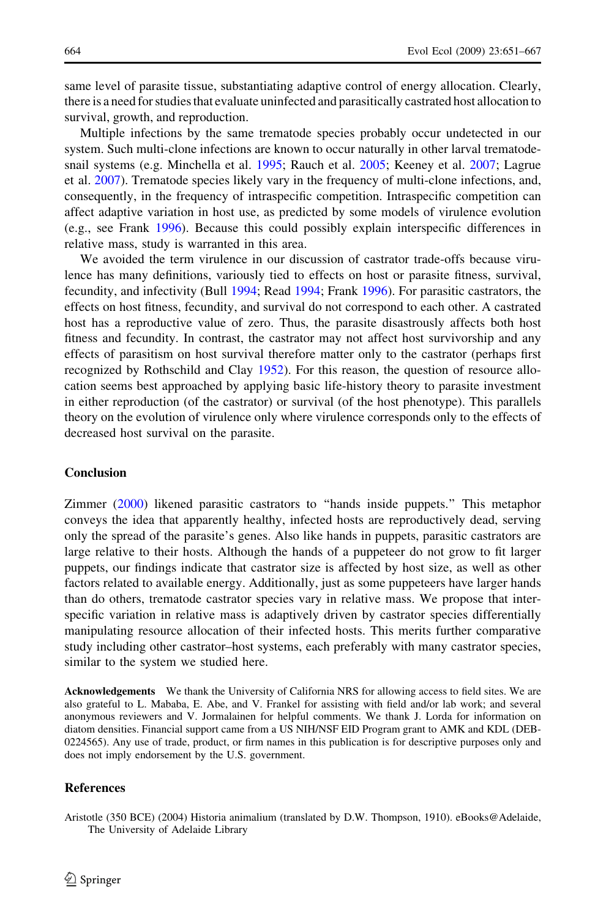same level of parasite tissue, substantiating adaptive control of energy allocation. Clearly, there is a need for studies that evaluate uninfected and parasitically castrated host allocation to survival, growth, and reproduction.

Multiple infections by the same trematode species probably occur undetected in our system. Such multi-clone infections are known to occur naturally in other larval trematode-snail systems (e.g. Minchella et al. 1995; Rauch et al. 2005; Keeney et al. 2007; Lagrue et al. 2007). Trematode species likely vary in the frequency of multi-clone infections, and, consequently, in the frequency of intraspecific competition. Intraspecific competition can affect adaptive variation in host use, as predicted by some models of virulence evolution (e.g., see Frank 1996). Because this could possibly explain interspecific differences in relative mass, study is warranted in this area.

We avoided the term virulence in our discussion of castrator trade-offs because virulence has many definitions, variously tied to effects on host or parasite fitness, survival, fecundity, and infectivity (Bull 1994; Read 1994; Frank 1996). For parasitic castrators, the effects on host fitness, fecundity, and survival do not correspond to each other. A castrated host has a reproductive value of zero. Thus, the parasite disastrously affects both host fitness and fecundity. In contrast, the castrator may not affect host survivorship and any effects of parasitism on host survival therefore matter only to the castrator (perhaps first recognized by Rothschild and Clay 1952). For this reason, the question of resource allocation seems best approached by applying basic life-history theory to parasite investment in either reproduction (of the castrator) or survival (of the host phenotype). This parallels theory on the evolution of virulence only where virulence corresponds only to the effects of decreased host survival on the parasite.

## Conclusion

Zimmer (2000) likened parasitic castrators to "hands inside puppets." This metaphor conveys the idea that apparently healthy, infected hosts are reproductively dead, serving only the spread of the parasite's genes. Also like hands in puppets, parasitic castrators are large relative to their hosts. Although the hands of a puppeteer do not grow to fit larger puppets, our findings indicate that castrator size is affected by host size, as well as other factors related to available energy. Additionally, just as some puppeteers have larger hands than do others, trematode castrator species vary in relative mass. We propose that interspecific variation in relative mass is adaptively driven by castrator species differentially manipulating resource allocation of their infected hosts. This merits further comparative study including other castrator–host systems, each preferably with many castrator species, similar to the system we studied here.

**Acknowledgements** We thank the University of California NRS for allowing access to field sites. We are also grateful to L. Mababa, E. Abe, and V. Frankel for assisting with field and/or lab work; and several anonymous reviewers and V. Jormalainen for helpful comments. We thank J. Lorda for information on diatom densities. Financial support came from a US NIH/NSF EID Program grant to AMK and KDL (DEB-0224565). Any use of trade, product, or firm names in this publication is for descriptive purposes only and does not imply endorsement by the U.S. government.

## References

Aristotle (350 BCE) (2004) Historia animalium (translated by D.W. Thompson, 1910). eBooks@Adelaide, The University of Adelaide Library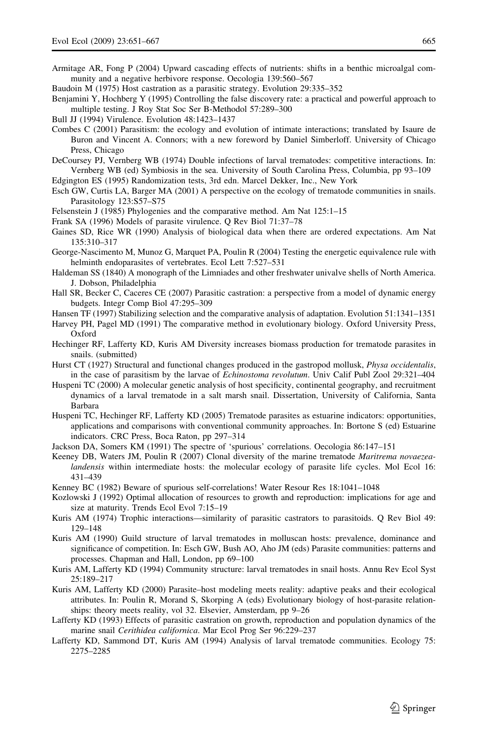Armitage AR, Fong P (2004) Upward cascading effects of nutrients: shifts in a benthic microalgal community and a negative herbivore response. Oecologia 139:560–567

Baudoin M (1975) Host castration as a parasitic strategy. Evolution 29:335–352

Benjamini Y, Hochberg Y (1995) Controlling the false discovery rate: a practical and powerful approach to multiple testing. J Roy Stat Soc Ser B-Methodol 57:289–300

Bull JJ (1994) Virulence. Evolution 48:1423–1437

Combes C (2001) Parasitism: the ecology and evolution of intimate interactions; translated by Isaure de Buron and Vincent A. Connors; with a new foreword by Daniel Simberloff. University of Chicago Press, Chicago

DeCoursey PJ, Vernberg WB (1974) Double infections of larval trematodes: competitive interactions. In: Vernberg WB (ed) Symbiosis in the sea. University of South Carolina Press, Columbia, pp 93–109

Edgington ES (1995) Randomization tests, 3rd edn. Marcel Dekker, Inc., New York

Esch GW, Curtis LA, Barger MA (2001) A perspective on the ecology of trematode communities in snails. Parasitology 123:S57–S75

Felsenstein J (1985) Phylogenies and the comparative method. Am Nat 125:1–15

Frank SA (1996) Models of parasite virulence. Q Rev Biol 71:37–78

Gaines SD, Rice WR (1990) Analysis of biological data when there are ordered expectations. Am Nat 135:310–317

George-Nascimento M, Munoz G, Marquet PA, Poulin R (2004) Testing the energetic equivalence rule with helminth endoparasites of vertebrates. Ecol Lett 7:527–531

Haldeman SS (1840) A monograph of the Limniades and other freshwater univalve shells of North America. J. Dobson, Philadelphia

Hall SR, Becker C, Caceres CE (2007) Parasitic castration: a perspective from a model of dynamic energy budgets. Integr Comp Biol 47:295–309

Hansen TF (1997) Stabilizing selection and the comparative analysis of adaptation. Evolution 51:1341–1351

Harvey PH, Pagel MD (1991) The comparative method in evolutionary biology. Oxford University Press, Oxford

Hechinger RF, Lafferty KD, Kuris AM Diversity increases biomass production for trematode parasites in snails. (submitted)

Hurst CT (1927) Structural and functional changes produced in the gastropod mollusk, *Physa occidentalis*, in the case of parasitism by the larvae of *Echinostoma revolutum*. Univ Calif Publ Zool 29:321–404

Huspeni TC (2000) A molecular genetic analysis of host specificity, continental geography, and recruitment dynamics of a larval trematode in a salt marsh snail. Dissertation, University of California, Santa Barbara

Huspeni TC, Hechinger RF, Lafferty KD (2005) Trematode parasites as estuarine indicators: opportunities, applications and comparisons with conventional community approaches. In: Bortone S (ed) Estuarine indicators. CRC Press, Boca Raton, pp 297–314

Jackson DA, Somers KM (1991) The spectre of 'spurious' correlations. Oecologia 86:147–151

Keeney DB, Waters JM, Poulin R (2007) Clonal diversity of the marine trematode *Maritrema novaezealandensis* within intermediate hosts: the molecular ecology of parasite life cycles. Mol Ecol 16: 431–439

Kenney BC (1982) Beware of spurious self-correlations! Water Resour Res 18:1041–1048

Kozlowski J (1992) Optimal allocation of resources to growth and reproduction: implications for age and size at maturity. Trends Ecol Evol 7:15–19

Kuris AM (1974) Trophic interactions—similarity of parasitic castrators to parasitoids. Q Rev Biol 49: 129–148

Kuris AM (1990) Guild structure of larval trematodes in molluscan hosts: prevalence, dominance and significance of competition. In: Esch GW, Bush AO, Aho JM (eds) Parasite communities: patterns and processes. Chapman and Hall, London, pp 69–100

Kuris AM, Lafferty KD (1994) Community structure: larval trematodes in snail hosts. Annu Rev Ecol Syst 25:189–217

Kuris AM, Lafferty KD (2000) Parasite–host modeling meets reality: adaptive peaks and their ecological attributes. In: Poulin R, Morand S, Skorping A (eds) Evolutionary biology of host-parasite relationships: theory meets reality, vol 32. Elsevier, Amsterdam, pp 9–26

Lafferty KD (1993) Effects of parasitic castration on growth, reproduction and population dynamics of the marine snail *Cerithidea californica*. Mar Ecol Prog Ser 96:229–237

Lafferty KD, Sammond DT, Kuris AM (1994) Analysis of larval trematode communities. Ecology 75: 2275–2285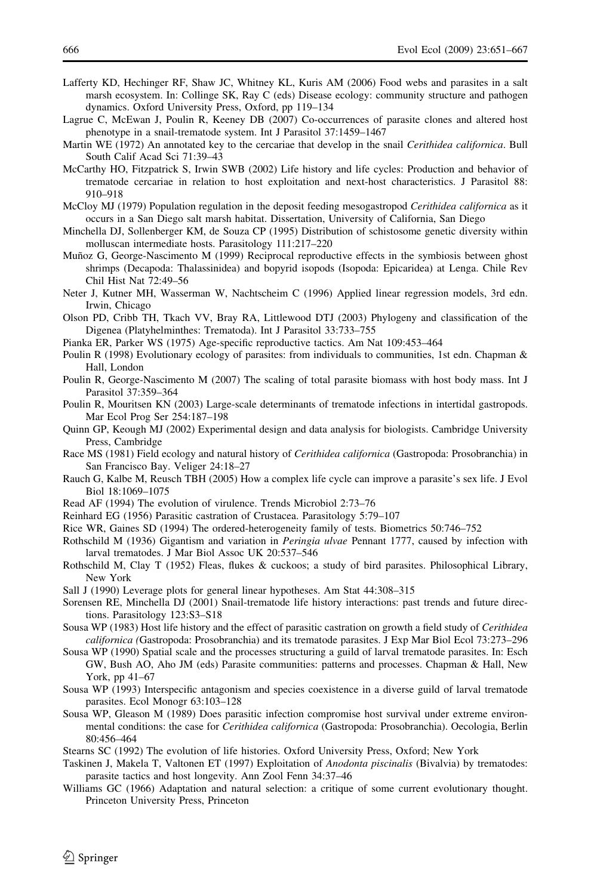Lafferty KD, Hechinger RF, Shaw JC, Whitney KL, Kuris AM (2006) Food webs and parasites in a salt marsh ecosystem. In: Collinge SK, Ray C (eds) Disease ecology: community structure and pathogen dynamics. Oxford University Press, Oxford, pp 119–134

Lagrue C, McEwan J, Poulin R, Keeney DB (2007) Co-occurrences of parasite clones and altered host phenotype in a snail-trematode system. Int J Parasitol 37:1459–1467

Martin WE (1972) An annotated key to the cercariae that develop in the snail *Cerithidea californica*. Bull South Calif Acad Sci 71:39–43

McCarthy HO, Fitzpatrick S, Irwin SWB (2002) Life history and life cycles: Production and behavior of trematode cercariae in relation to host exploitation and next-host characteristics. J Parasitol 88: 910–918

McCloy MJ (1979) Population regulation in the deposit feeding mesogastropod *Cerithidea californica* as it occurs in a San Diego salt marsh habitat. Dissertation, University of California, San Diego

Minchella DJ, Sollenberger KM, de Souza CP (1995) Distribution of schistosome genetic diversity within molluscan intermediate hosts. Parasitology 111:217–220

Muñoz G, George-Nascimento M (1999) Reciprocal reproductive effects in the symbiosis between ghost shrimps (Decapoda: Thalassinidea) and bopyrid isopods (Isopoda: Epicaridea) at Lenga. Chile Rev Chil Hist Nat 72:49–56

Neter J, Kutner MH, Wasserman W, Nachtscheim C (1996) Applied linear regression models, 3rd edn. Irwin, Chicago

Olson PD, Cribb TH, Tkach VV, Bray RA, Littlewood DTJ (2003) Phylogeny and classification of the Digenea (Platyhelminthes: Trematoda). Int J Parasitol 33:733–755

Pianka ER, Parker WS (1975) Age-specific reproductive tactics. Am Nat 109:453–464

Poulin R (1998) Evolutionary ecology of parasites: from individuals to communities, 1st edn. Chapman & Hall, London

Poulin R, George-Nascimento M (2007) The scaling of total parasite biomass with host body mass. Int J Parasitol 37:359–364

Poulin R, Mouritsen KN (2003) Large-scale determinants of trematode infections in intertidal gastropods. Mar Ecol Prog Ser 254:187–198

Quinn GP, Keough MJ (2002) Experimental design and data analysis for biologists. Cambridge University Press, Cambridge

Race MS (1981) Field ecology and natural history of *Cerithidea californica* (Gastropoda: Prosobranchia) in San Francisco Bay. Veliger 24:18–27

Rauch G, Kalbe M, Reusch TBH (2005) How a complex life cycle can improve a parasite's sex life. J Evol Biol 18:1069–1075

Read AF (1994) The evolution of virulence. Trends Microbiol 2:73–76

Reinhard EG (1956) Parasitic castration of Crustacea. Parasitology 5:79–107

Rice WR, Gaines SD (1994) The ordered-heterogeneity family of tests. Biometrics 50:746–752

Rothschild M (1936) Gigantism and variation in *Peringia ulvae* Pennant 1777, caused by infection with larval trematodes. J Mar Biol Assoc UK 20:537–546

Rothschild M, Clay T (1952) Fleas, flukes & cuckoos; a study of bird parasites. Philosophical Library, New York

Sall J (1990) Leverage plots for general linear hypotheses. Am Stat 44:308–315

Sorensen RE, Minchella DJ (2001) Snail-trematode life history interactions: past trends and future directions. Parasitology 123:S3–S18

Sousa WP (1983) Host life history and the effect of parasitic castration on growth a field study of *Cerithidea californica (*Gastropoda: Prosobranchia) and its trematode parasites. J Exp Mar Biol Ecol 73:273–296

Sousa WP (1990) Spatial scale and the processes structuring a guild of larval trematode parasites. In: Esch GW, Bush AO, Aho JM (eds) Parasite communities: patterns and processes. Chapman & Hall, New York, pp 41–67

Sousa WP (1993) Interspecific antagonism and species coexistence in a diverse guild of larval trematode parasites. Ecol Monogr 63:103–128

Sousa WP, Gleason M (1989) Does parasitic infection compromise host survival under extreme environmental conditions: the case for *Cerithidea californica* (Gastropoda: Prosobranchia). Oecologia, Berlin 80:456–464

Stearns SC (1992) The evolution of life histories. Oxford University Press, Oxford; New York

Taskinen J, Makela T, Valtonen ET (1997) Exploitation of *Anodonta piscinalis* (Bivalvia) by trematodes: parasite tactics and host longevity. Ann Zool Fenn 34:37–46

Williams GC (1966) Adaptation and natural selection: a critique of some current evolutionary thought. Princeton University Press, Princeton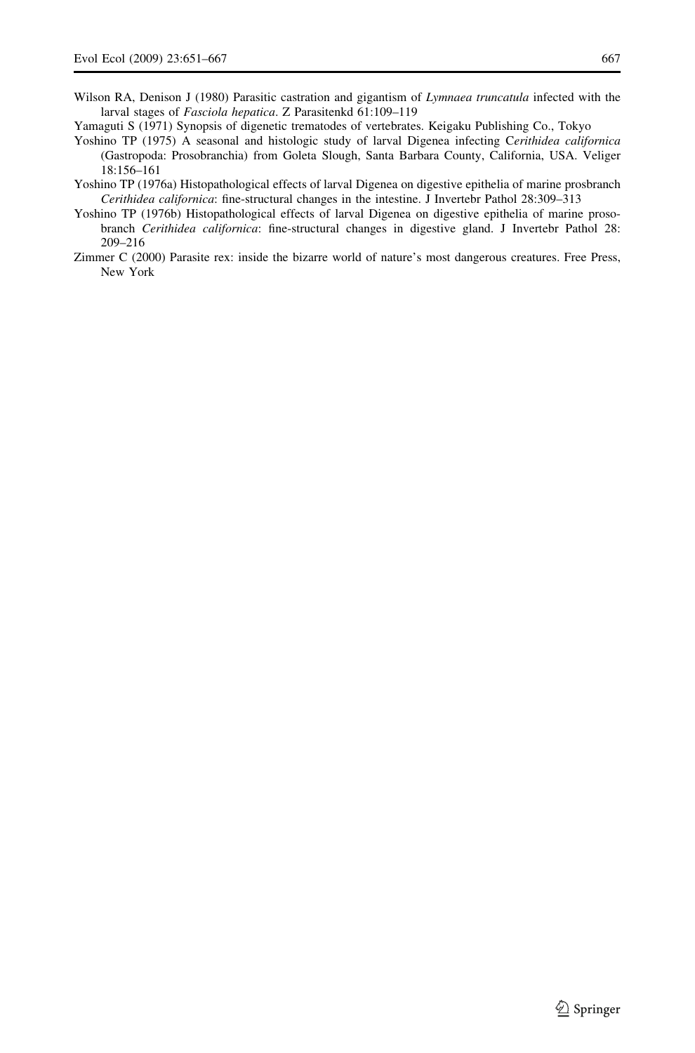Wilson RA, Denison J (1980) Parasitic castration and gigantism of *Lymnaea truncatula* infected with the larval stages of *Fasciola hepatica*. Z Parasitenkd 61:109–119

Yamaguti S (1971) Synopsis of digenetic trematodes of vertebrates. Keigaku Publishing Co., Tokyo

Yoshino TP (1975) A seasonal and histologic study of larval Digenea infecting C*erithidea californica* (Gastropoda: Prosobranchia) from Goleta Slough, Santa Barbara County, California, USA. Veliger 18:156–161

Yoshino TP (1976a) Histopathological effects of larval Digenea on digestive epithelia of marine prosbranch *Cerithidea californica*: fine-structural changes in the intestine. J Invertebr Pathol 28:309–313

Yoshino TP (1976b) Histopathological effects of larval Digenea on digestive epithelia of marine prosobranch *Cerithidea californica*: fine-structural changes in digestive gland. J Invertebr Pathol 28: 209–216

Zimmer C (2000) Parasite rex: inside the bizarre world of nature's most dangerous creatures. Free Press, New York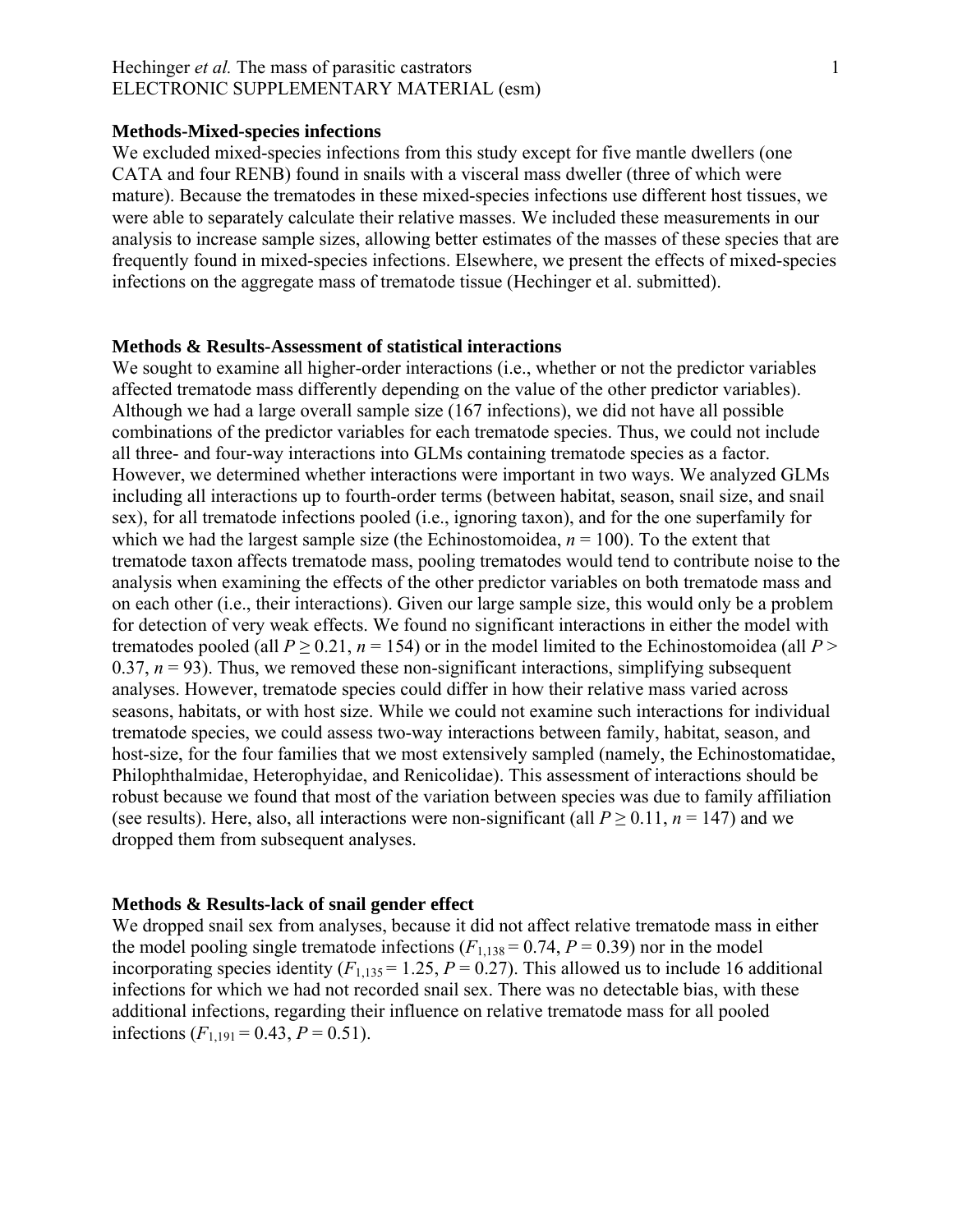**Methods-Mixed-species infections**

We excluded mixed-species infections from this study except for five mantle dwellers (one CATA and four RENB) found in snails with a visceral mass dweller (three of which were mature). Because the trematodes in these mixed-species infections use different host tissues, we were able to separately calculate their relative masses. We included these measurements in our analysis to increase sample sizes, allowing better estimates of the masses of these species that are frequently found in mixed-species infections. Elsewhere, we present the effects of mixed-species infections on the aggregate mass of trematode tissue (Hechinger et al. submitted).

**Methods & Results-Assessment of statistical interactions**

We sought to examine all higher-order interactions (i.e., whether or not the predictor variables affected trematode mass differently depending on the value of the other predictor variables). Although we had a large overall sample size (167 infections), we did not have all possible combinations of the predictor variables for each trematode species. Thus, we could not include all three- and four-way interactions into GLMs containing trematode species as a factor. However, we determined whether interactions were important in two ways. We analyzed GLMs including all interactions up to fourth-order terms (between habitat, season, snail size, and snail sex), for all trematode infections pooled (i.e., ignoring taxon), and for the one superfamily for which we had the largest sample size (the Echinostomoidea, $n = 100$). To the extent that trematode taxon affects trematode mass, pooling trematodes would tend to contribute noise to the analysis when examining the effects of the other predictor variables on both trematode mass and on each other (i.e., their interactions). Given our large sample size, this would only be a problem for detection of very weak effects. We found no significant interactions in either the model with trematodes pooled (all $P \geq 0.21$, $n = 154$) or in the model limited to the Echinostomoidea (all $P > 0.37$, $n = 93$). Thus, we removed these non-significant interactions, simplifying subsequent analyses. However, trematode species could differ in how their relative mass varied across seasons, habitats, or with host size. While we could not examine such interactions for individual trematode species, we could assess two-way interactions between family, habitat, season, and host-size, for the four families that we most extensively sampled (namely, the Echinostomatidae, Philophthalmidae, Heterophyidae, and Renicolidae). This assessment of interactions should be robust because we found that most of the variation between species was due to family affiliation (see results). Here, also, all interactions were non-significant (all $P \geq 0.11$, $n = 147$) and we dropped them from subsequent analyses.

**Methods & Results-lack of snail gender effect**

We dropped snail sex from analyses, because it did not affect relative trematode mass in either the model pooling single trematode infections ($F_{1,138} = 0.74$, $P = 0.39$) nor in the model incorporating species identity ($F_{1,135} = 1.25$, $P = 0.27$). This allowed us to include 16 additional infections for which we had not recorded snail sex. There was no detectable bias, with these additional infections, regarding their influence on relative trematode mass for all pooled infections ($F_{1,191} = 0.43$, $P = 0.51$).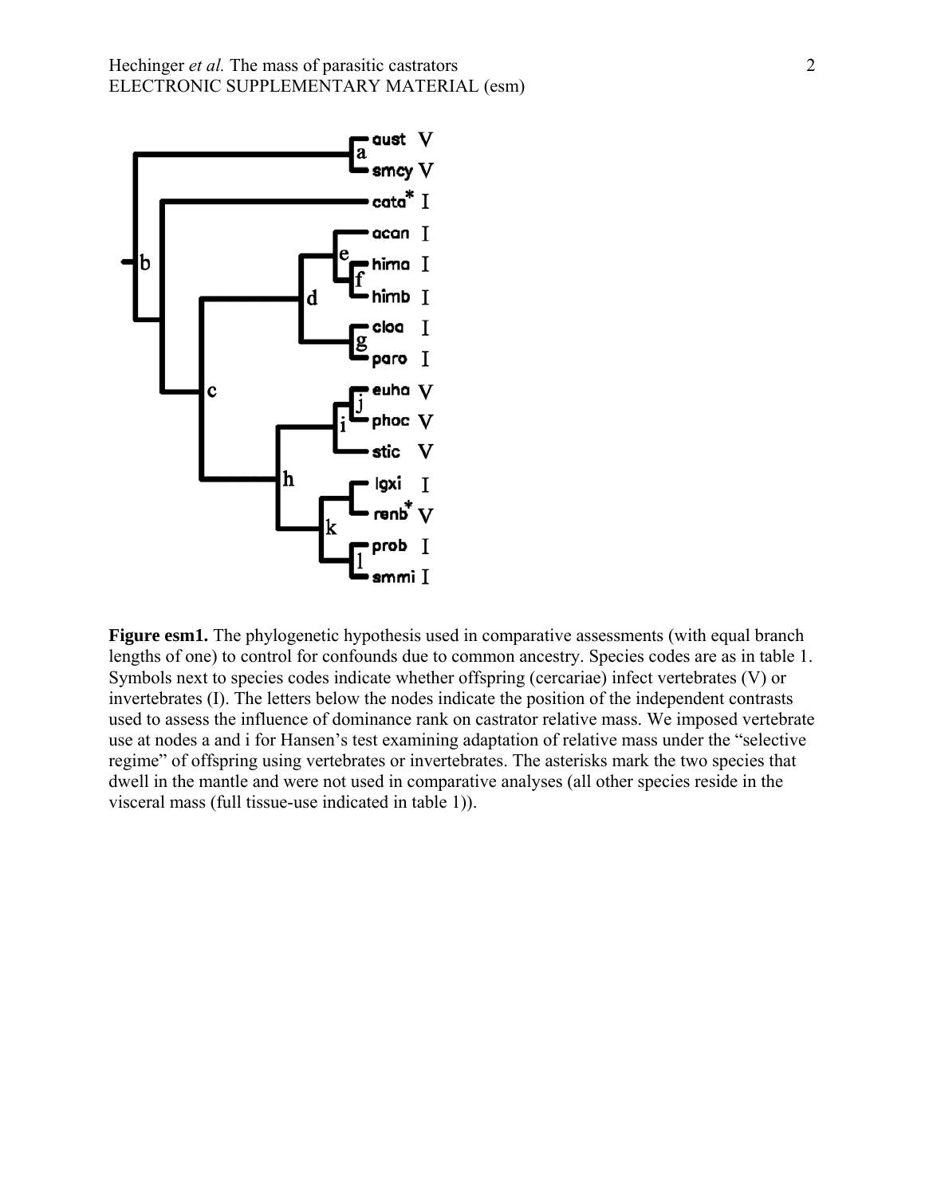**Figure esm1.** The phylogenetic hypothesis used in comparative assessments (with equal branch lengths of one) to control for confounds due to common ancestry. Species codes are as in table 1. Symbols next to species codes indicate whether offspring (cercariae) infect vertebrates (V) or invertebrates (I). The letters below the nodes indicate the position of the independent contrasts used to assess the influence of dominance rank on castrator relative mass. We imposed vertebrate use at nodes a and i for Hansen's test examining adaptation of relative mass under the "selective regime" of offspring using vertebrates or invertebrates. The asterisks mark the two species that dwell in the mantle and were not used in comparative analyses (all other species reside in the visceral mass (full tissue-use indicated in table 1)).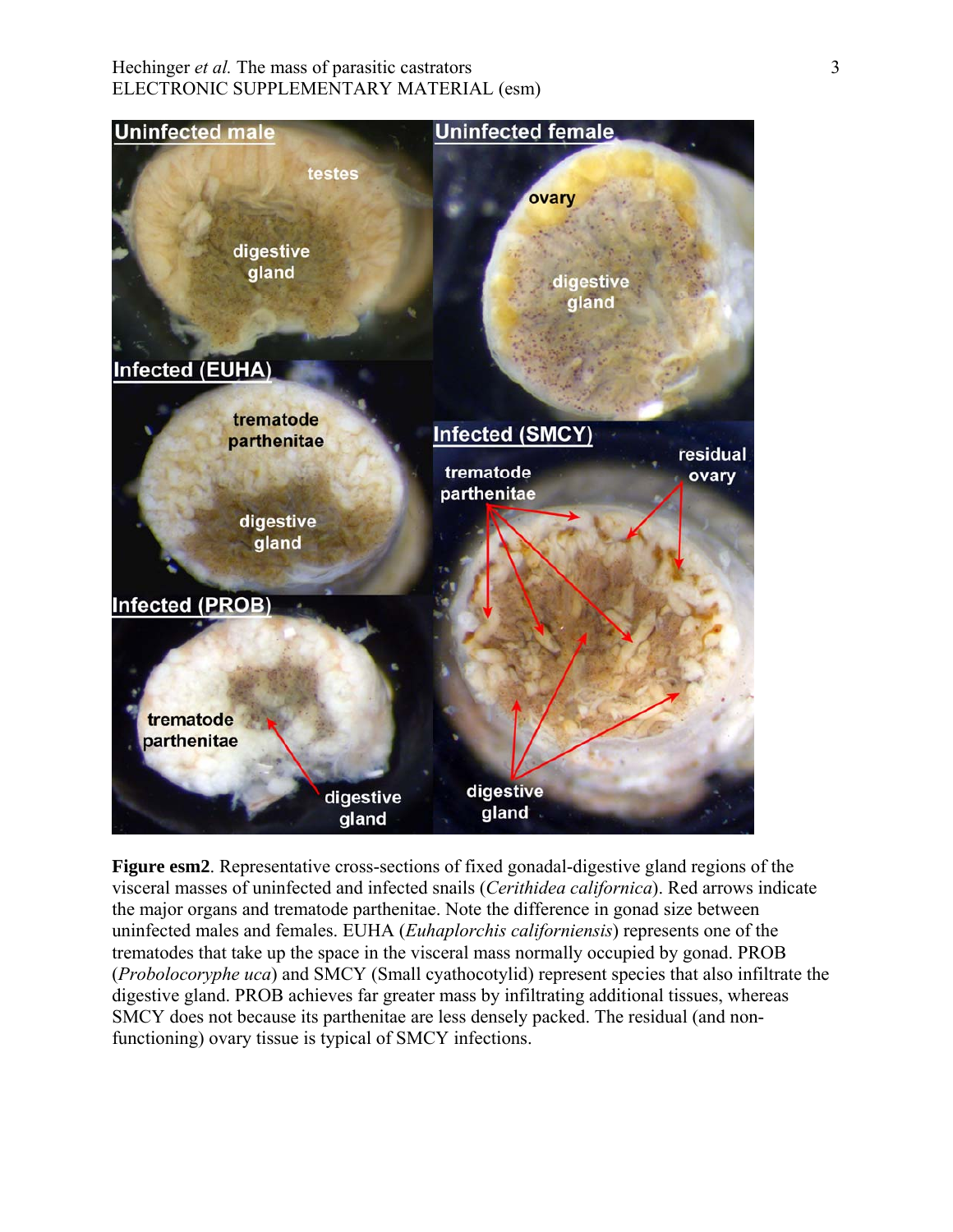**Figure esm2**. Representative cross-sections of fixed gonadal-digestive gland regions of the visceral masses of uninfected and infected snails (*Cerithidea californica*). Red arrows indicate the major organs and trematode parthenitae. Note the difference in gonad size between uninfected males and females. EUHA (*Euhaplorchis californiensis*) represents one of the trematodes that take up the space in the visceral mass normally occupied by gonad. PROB (*Probolocoryphe uca*) and SMCY (Small cyathocotylid) represent species that also infiltrate the digestive gland. PROB achieves far greater mass by infiltrating additional tissues, whereas SMCY does not because its parthenitae are less densely packed. The residual (and non-functioning) ovary tissue is typical of SMCY infections.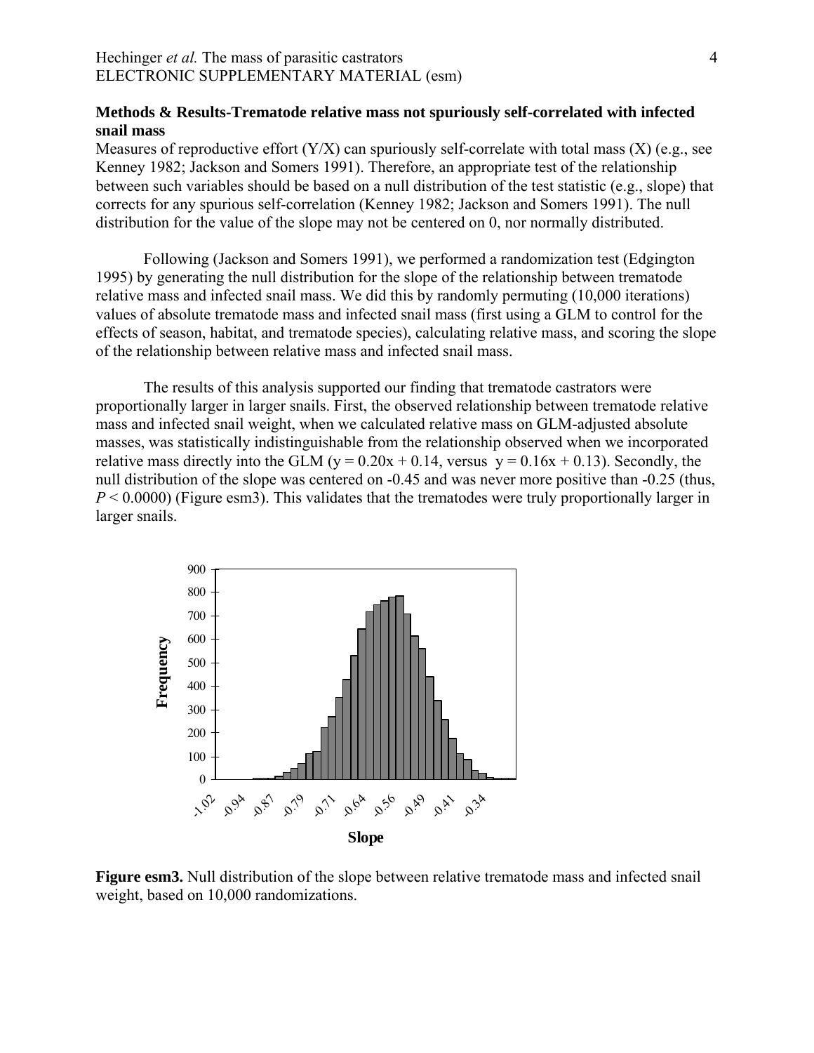## Methods & Results-Trematode relative mass not spuriously self-correlated with infected snail mass

Measures of reproductive effort (Y/X) can spuriously self-correlate with total mass (X) (e.g., see Kenney 1982; Jackson and Somers 1991). Therefore, an appropriate test of the relationship between such variables should be based on a null distribution of the test statistic (e.g., slope) that corrects for any spurious self-correlation (Kenney 1982; Jackson and Somers 1991). The null distribution for the value of the slope may not be centered on 0, nor normally distributed.

Following (Jackson and Somers 1991), we performed a randomization test (Edgington 1995) by generating the null distribution for the slope of the relationship between trematode relative mass and infected snail mass. We did this by randomly permuting (10,000 iterations) values of absolute trematode mass and infected snail mass (first using a GLM to control for the effects of season, habitat, and trematode species), calculating relative mass, and scoring the slope of the relationship between relative mass and infected snail mass.

The results of this analysis supported our finding that trematode castrators were proportionally larger in larger snails. First, the observed relationship between trematode relative mass and infected snail weight, when we calculated relative mass on GLM-adjusted absolute masses, was statistically indistinguishable from the relationship observed when we incorporated relative mass directly into the GLM ($y = 0.20x + 0.14$, versus $y = 0.16x + 0.13$). Secondly, the null distribution of the slope was centered on -0.45 and was never more positive than -0.25 (thus, $P < 0.0000$) (Figure esm3). This validates that the trematodes were truly proportionally larger in larger snails.

**Figure esm3.** Null distribution of the slope between relative trematode mass and infected snail weight, based on 10,000 randomizations.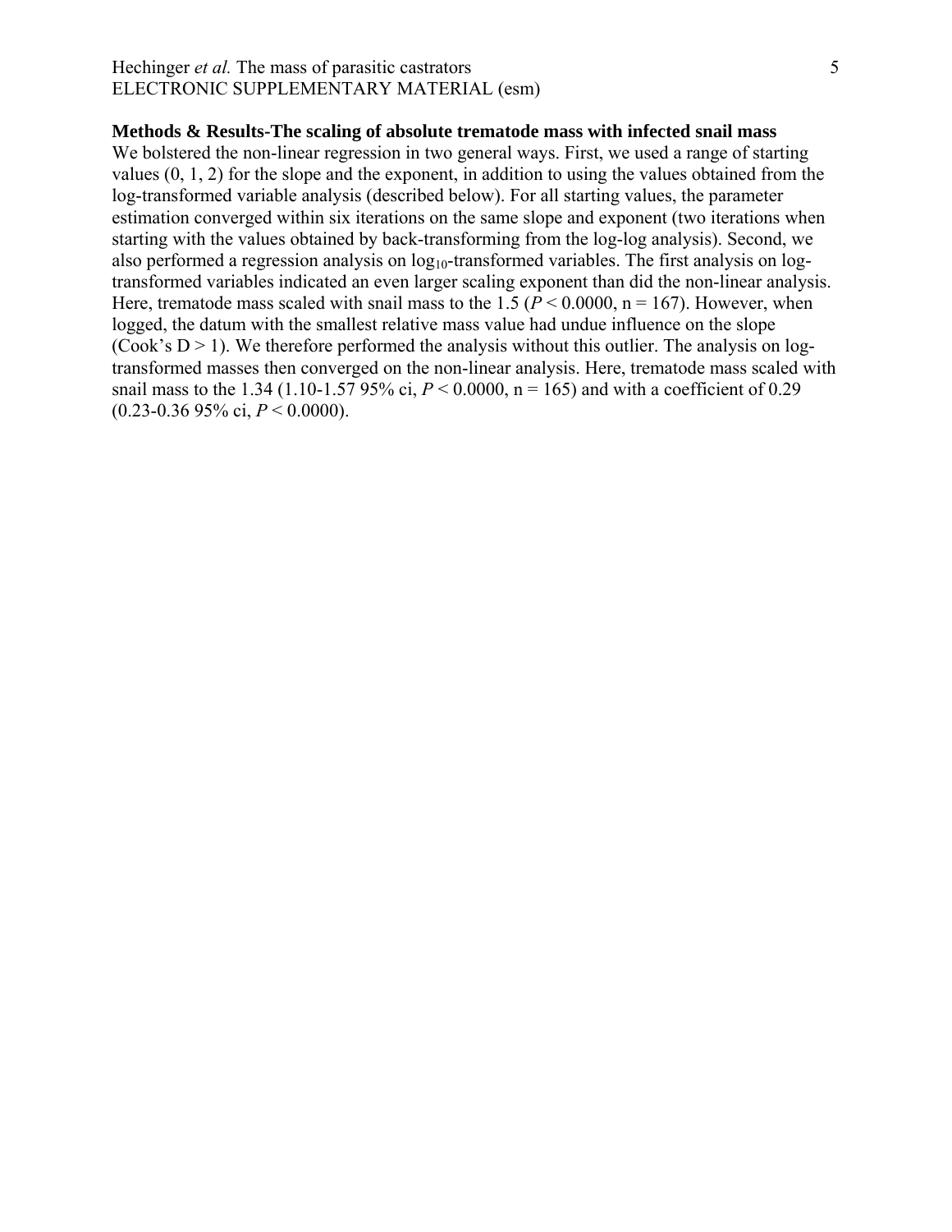**Methods & Results-The scaling of absolute trematode mass with infected snail mass**

We bolstered the non-linear regression in two general ways. First, we used a range of starting values (0, 1, 2) for the slope and the exponent, in addition to using the values obtained from the log-transformed variable analysis (described below). For all starting values, the parameter estimation converged within six iterations on the same slope and exponent (two iterations when starting with the values obtained by back-transforming from the log-log analysis). Second, we also performed a regression analysis on $\log_{10}$-transformed variables. The first analysis on log-transformed variables indicated an even larger scaling exponent than did the non-linear analysis. Here, trematode mass scaled with snail mass to the 1.5 ($P < 0.0000$, n = 167). However, when logged, the datum with the smallest relative mass value had undue influence on the slope (Cook's D > 1). We therefore performed the analysis without this outlier. The analysis on log-transformed masses then converged on the non-linear analysis. Here, trematode mass scaled with snail mass to the 1.34 (1.10-1.57 95% ci, $P < 0.0000$, n = 165) and with a coefficient of 0.29 (0.23-0.36 95% ci, $P < 0.0000$).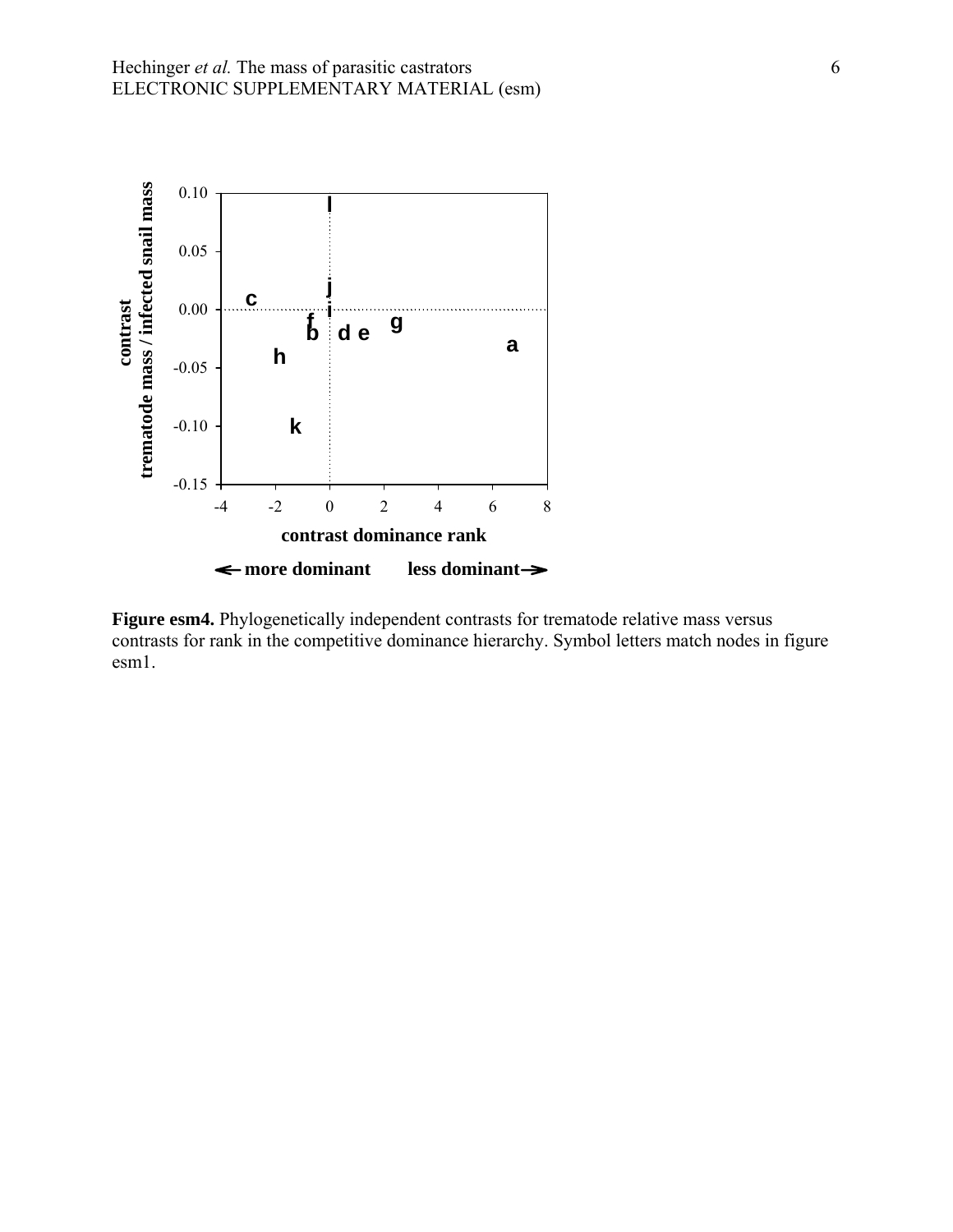**Figure esm4.** Phylogenetically independent contrasts for trematode relative mass versus contrasts for rank in the competitive dominance hierarchy. Symbol letters match nodes in figure esm1.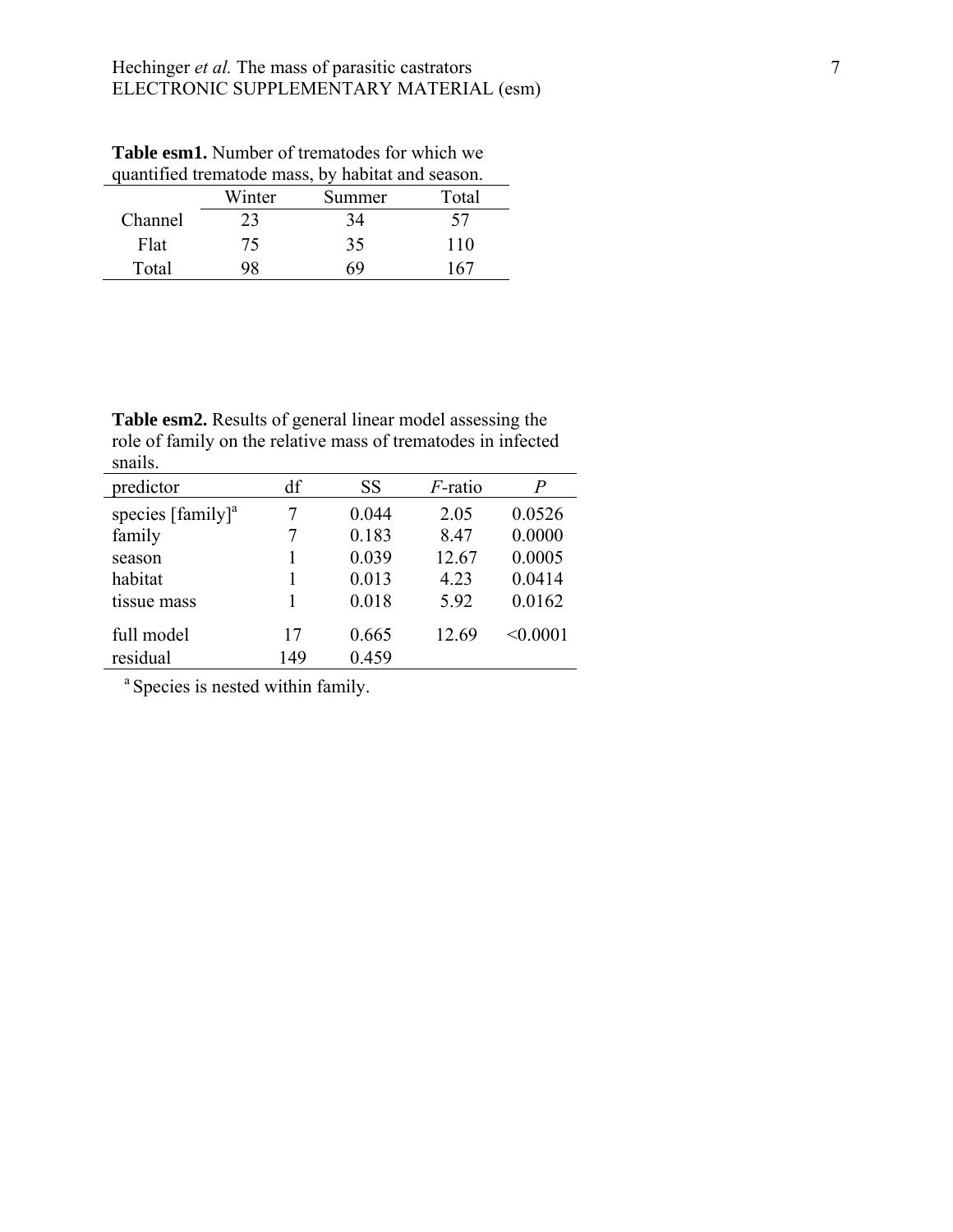**Table esm1.** Number of trematodes for which we quantified trematode mass, by habitat and season.

| | Winter | Summer | Total |
|---|---|---|---|
| Channel | 23 | 34 | 57 |
| Flat | 75 | 35 | 110 |
| Total | 98 | 69 | 167 |

**Table esm2.** Results of general linear model assessing the role of family on the relative mass of trematodes in infected snails.

| predictor | df | SS | *F*-ratio | *P* |
|---|---|---|---|---|
| species [family][a] | 7 | 0.044 | 2.05 | 0.0526 |
| family | 7 | 0.183 | 8.47 | 0.0000 |
| season | 1 | 0.039 | 12.67 | 0.0005 |
| habitat | 1 | 0.013 | 4.23 | 0.0414 |
| tissue mass | 1 | 0.018 | 5.92 | 0.0162 |
| full model | 17 | 0.665 | 12.69 | <0.0001 |
| residual | 149 | 0.459 | | |

[a] Species is nested within family.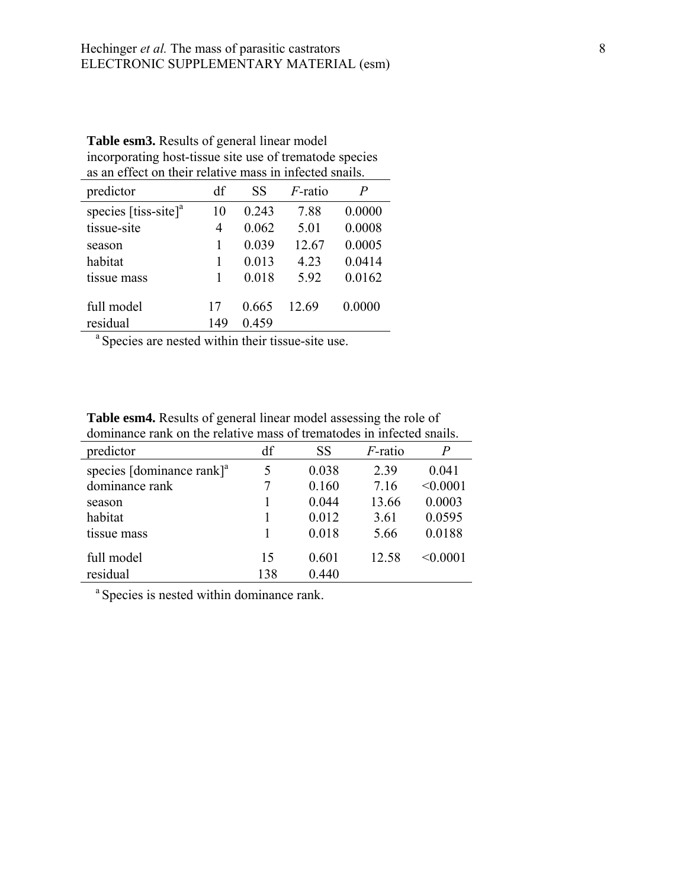**Table esm3.** Results of general linear model incorporating host-tissue site use of trematode species as an effect on their relative mass in infected snails.

| predictor | df | SS | *F*-ratio | *P* |
|---|---|---|---|---|
| species [tiss-site][a] | 10 | 0.243 | 7.88 | 0.0000 |
| tissue-site | 4 | 0.062 | 5.01 | 0.0008 |
| season | 1 | 0.039 | 12.67 | 0.0005 |
| habitat | 1 | 0.013 | 4.23 | 0.0414 |
| tissue mass | 1 | 0.018 | 5.92 | 0.0162 |
| full model | 17 | 0.665 | 12.69 | 0.0000 |
| residual | 149 | 0.459 | | |

[a] Species are nested within their tissue-site use.

**Table esm4.** Results of general linear model assessing the role of dominance rank on the relative mass of trematodes in infected snails.

| predictor | df | SS | *F*-ratio | *P* |
|---|---|---|---|---|
| species [dominance rank][a] | 5 | 0.038 | 2.39 | 0.041 |
| dominance rank | 7 | 0.160 | 7.16 | <0.0001 |
| season | 1 | 0.044 | 13.66 | 0.0003 |
| habitat | 1 | 0.012 | 3.61 | 0.0595 |
| tissue mass | 1 | 0.018 | 5.66 | 0.0188 |
| full model | 15 | 0.601 | 12.58 | <0.0001 |
| residual | 138 | 0.440 | | |

[a] Species is nested within dominance rank.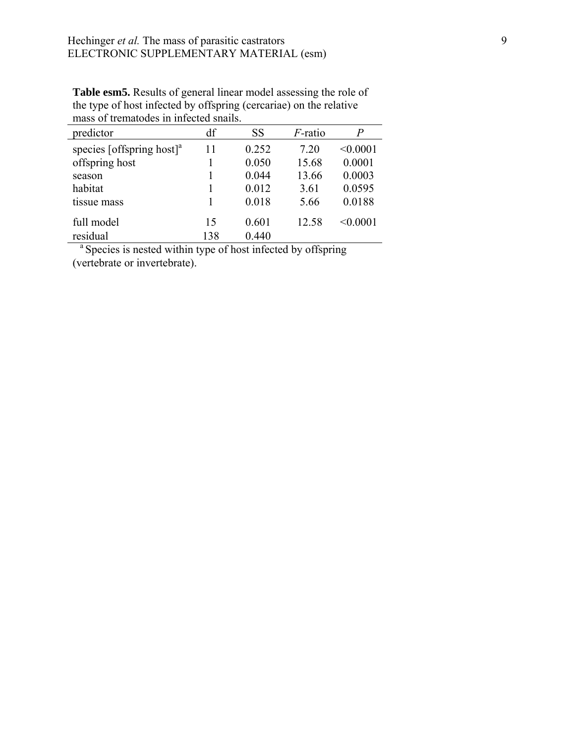**Table esm5.** Results of general linear model assessing the role of the type of host infected by offspring (cercariae) on the relative mass of trematodes in infected snails.

| predictor | df | SS | *F*-ratio | *P* |
|---|---|---|---|---|
| species [offspring host][a] | 11 | 0.252 | 7.20 | <0.0001 |
| offspring host | 1 | 0.050 | 15.68 | 0.0001 |
| season | 1 | 0.044 | 13.66 | 0.0003 |
| habitat | 1 | 0.012 | 3.61 | 0.0595 |
| tissue mass | 1 | 0.018 | 5.66 | 0.0188 |
| full model | 15 | 0.601 | 12.58 | <0.0001 |
| residual | 138 | 0.440 | | |

[a] Species is nested within type of host infected by offspring (vertebrate or invertebrate).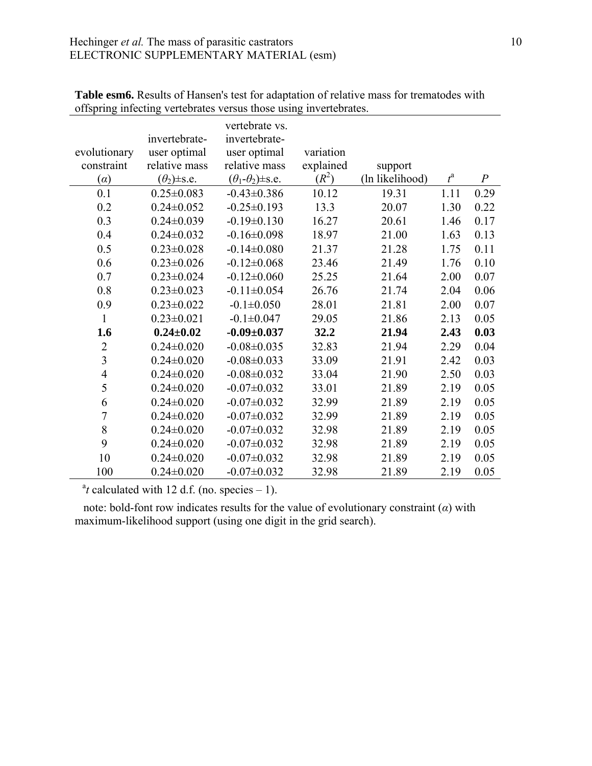**Table esm6.** Results of Hansen's test for adaptation of relative mass for trematodes with offspring infecting vertebrates versus those using invertebrates.

| evolutionary constraint ($\alpha$) | invertebrate-user optimal relative mass ($\theta_2$)±s.e. | vertebrate vs. invertebrate-user optimal relative mass ($\theta_1$-$\theta_2$)±s.e. | variation explained ($R^2$) | support (ln likelihood) | $t$[a] | $P$ |
|---|---|---|---|---|---|---|
| 0.1 | 0.25±0.083 | -0.43±0.386 | 10.12 | 19.31 | 1.11 | 0.29 |
| 0.2 | 0.24±0.052 | -0.25±0.193 | 13.3 | 20.07 | 1.30 | 0.22 |
| 0.3 | 0.24±0.039 | -0.19±0.130 | 16.27 | 20.61 | 1.46 | 0.17 |
| 0.4 | 0.24±0.032 | -0.16±0.098 | 18.97 | 21.00 | 1.63 | 0.13 |
| 0.5 | 0.23±0.028 | -0.14±0.080 | 21.37 | 21.28 | 1.75 | 0.11 |
| 0.6 | 0.23±0.026 | -0.12±0.068 | 23.46 | 21.49 | 1.76 | 0.10 |
| 0.7 | 0.23±0.024 | -0.12±0.060 | 25.25 | 21.64 | 2.00 | 0.07 |
| 0.8 | 0.23±0.023 | -0.11±0.054 | 26.76 | 21.74 | 2.04 | 0.06 |
| 0.9 | 0.23±0.022 | -0.1±0.050 | 28.01 | 21.81 | 2.00 | 0.07 |
| 1 | 0.23±0.021 | -0.1±0.047 | 29.05 | 21.86 | 2.13 | 0.05 |
| **1.6** | **0.24±0.02** | **-0.09±0.037** | **32.2** | **21.94** | **2.43** | **0.03** |
| 2 | 0.24±0.020 | -0.08±0.035 | 32.83 | 21.94 | 2.29 | 0.04 |
| 3 | 0.24±0.020 | -0.08±0.033 | 33.09 | 21.91 | 2.42 | 0.03 |
| 4 | 0.24±0.020 | -0.08±0.032 | 33.04 | 21.90 | 2.50 | 0.03 |
| 5 | 0.24±0.020 | -0.07±0.032 | 33.01 | 21.89 | 2.19 | 0.05 |
| 6 | 0.24±0.020 | -0.07±0.032 | 32.99 | 21.89 | 2.19 | 0.05 |
| 7 | 0.24±0.020 | -0.07±0.032 | 32.99 | 21.89 | 2.19 | 0.05 |
| 8 | 0.24±0.020 | -0.07±0.032 | 32.98 | 21.89 | 2.19 | 0.05 |
| 9 | 0.24±0.020 | -0.07±0.032 | 32.98 | 21.89 | 2.19 | 0.05 |
| 10 | 0.24±0.020 | -0.07±0.032 | 32.98 | 21.89 | 2.19 | 0.05 |
| 100 | 0.24±0.020 | -0.07±0.032 | 32.98 | 21.89 | 2.19 | 0.05 |

[a] $t$ calculated with 12 d.f. (no. species – 1).

note: bold-font row indicates results for the value of evolutionary constraint ($\alpha$) with maximum-likelihood support (using one digit in the grid search).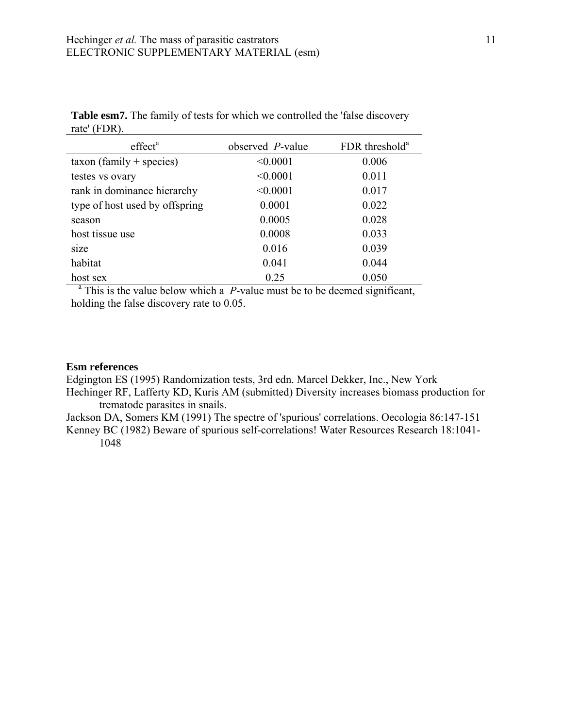**Table esm7.** The family of tests for which we controlled the 'false discovery rate' (FDR).

| effect[a] | observed *P*-value | FDR threshold[a] |
|---|---|---|
| taxon (family + species) | <0.0001 | 0.006 |
| testes vs ovary | <0.0001 | 0.011 |
| rank in dominance hierarchy | <0.0001 | 0.017 |
| type of host used by offspring | 0.0001 | 0.022 |
| season | 0.0005 | 0.028 |
| host tissue use | 0.0008 | 0.033 |
| size | 0.016 | 0.039 |
| habitat | 0.041 | 0.044 |
| host sex | 0.25 | 0.050 |

[a] This is the value below which a *P*-value must be to be deemed significant, holding the false discovery rate to 0.05.

**Esm references**

Edgington ES (1995) Randomization tests, 3rd edn. Marcel Dekker, Inc., New York

Hechinger RF, Lafferty KD, Kuris AM (submitted) Diversity increases biomass production for trematode parasites in snails.

Jackson DA, Somers KM (1991) The spectre of 'spurious' correlations. Oecologia 86:147-151

Kenney BC (1982) Beware of spurious self-correlations! Water Resources Research 18:1041-1048